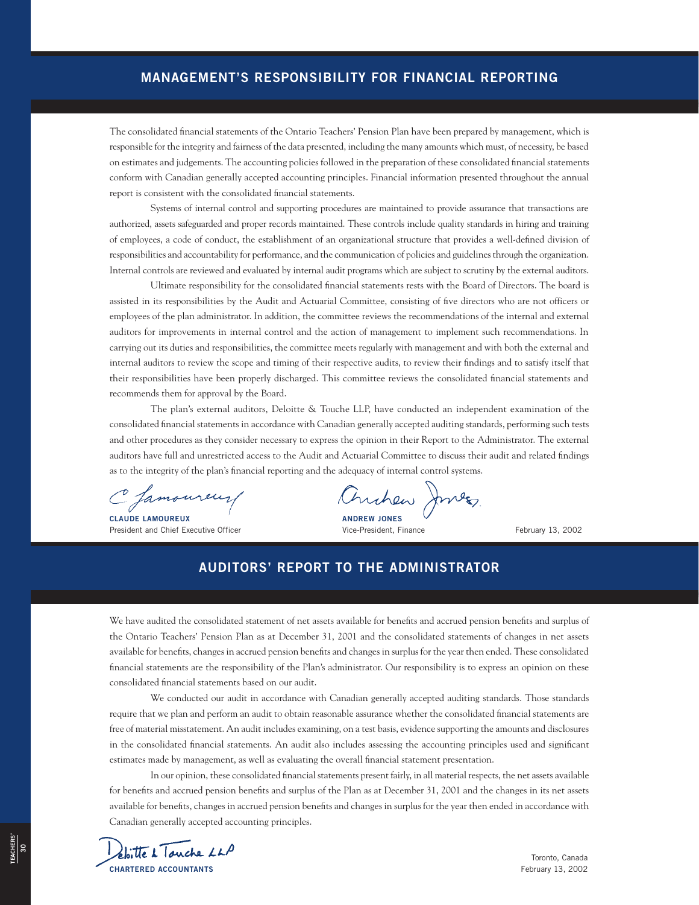## MANAGEMENT'S RESPONSIBILITY FOR FINANCIAL REPORTING

The consolidated financial statements of the Ontario Teachers' Pension Plan have been prepared by management, which is responsible for the integrity and fairness of the data presented, including the many amounts which must, of necessity, be based on estimates and judgements. The accounting policies followed in the preparation of these consolidated financial statements conform with Canadian generally accepted accounting principles. Financial information presented throughout the annual report is consistent with the consolidated financial statements.

Systems of internal control and supporting procedures are maintained to provide assurance that transactions are authorized, assets safeguarded and proper records maintained. These controls include quality standards in hiring and training of employees, a code of conduct, the establishment of an organizational structure that provides a well-defined division of responsibilities and accountability for performance, and the communication of policies and guidelines through the organization. Internal controls are reviewed and evaluated by internal audit programs which are subject to scrutiny by the external auditors.

Ultimate responsibility for the consolidated financial statements rests with the Board of Directors. The board is assisted in its responsibilities by the Audit and Actuarial Committee, consisting of five directors who are not officers or employees of the plan administrator. In addition, the committee reviews the recommendations of the internal and external auditors for improvements in internal control and the action of management to implement such recommendations. In carrying out its duties and responsibilities, the committee meets regularly with management and with both the external and internal auditors to review the scope and timing of their respective audits, to review their findings and to satisfy itself that their responsibilities have been properly discharged. This committee reviews the consolidated financial statements and recommends them for approval by the Board.

The plan's external auditors, Deloitte & Touche LLP, have conducted an independent examination of the consolidated financial statements in accordance with Canadian generally accepted auditing standards, performing such tests and other procedures as they consider necessary to express the opinion in their Report to the Administrator. The external auditors have full and unrestricted access to the Audit and Actuarial Committee to discuss their audit and related findings as to the integrity of the plan's financial reporting and the adequacy of internal control systems.

**CLAUDE LAMOUREUX**
President and Chief Executive Officer

**ANDREW JONES**
Vice-President, Finance

February 13, 2002

## AUDITORS' REPORT TO THE ADMINISTRATOR

We have audited the consolidated statement of net assets available for benefits and accrued pension benefits and surplus of the Ontario Teachers' Pension Plan as at December 31, 2001 and the consolidated statements of changes in net assets available for benefits, changes in accrued pension benefits and changes in surplus for the year then ended. These consolidated financial statements are the responsibility of the Plan's administrator. Our responsibility is to express an opinion on these consolidated financial statements based on our audit.

We conducted our audit in accordance with Canadian generally accepted auditing standards. Those standards require that we plan and perform an audit to obtain reasonable assurance whether the consolidated financial statements are free of material misstatement. An audit includes examining, on a test basis, evidence supporting the amounts and disclosures in the consolidated financial statements. An audit also includes assessing the accounting principles used and significant estimates made by management, as well as evaluating the overall financial statement presentation.

In our opinion, these consolidated financial statements present fairly, in all material respects, the net assets available for benefits and accrued pension benefits and surplus of the Plan as at December 31, 2001 and the changes in its net assets available for benefits, changes in accrued pension benefits and changes in surplus for the year then ended in accordance with Canadian generally accepted accounting principles.

Deloitte & Touche LLP
**CHARTERED ACCOUNTANTS**

Toronto, Canada
February 13, 2002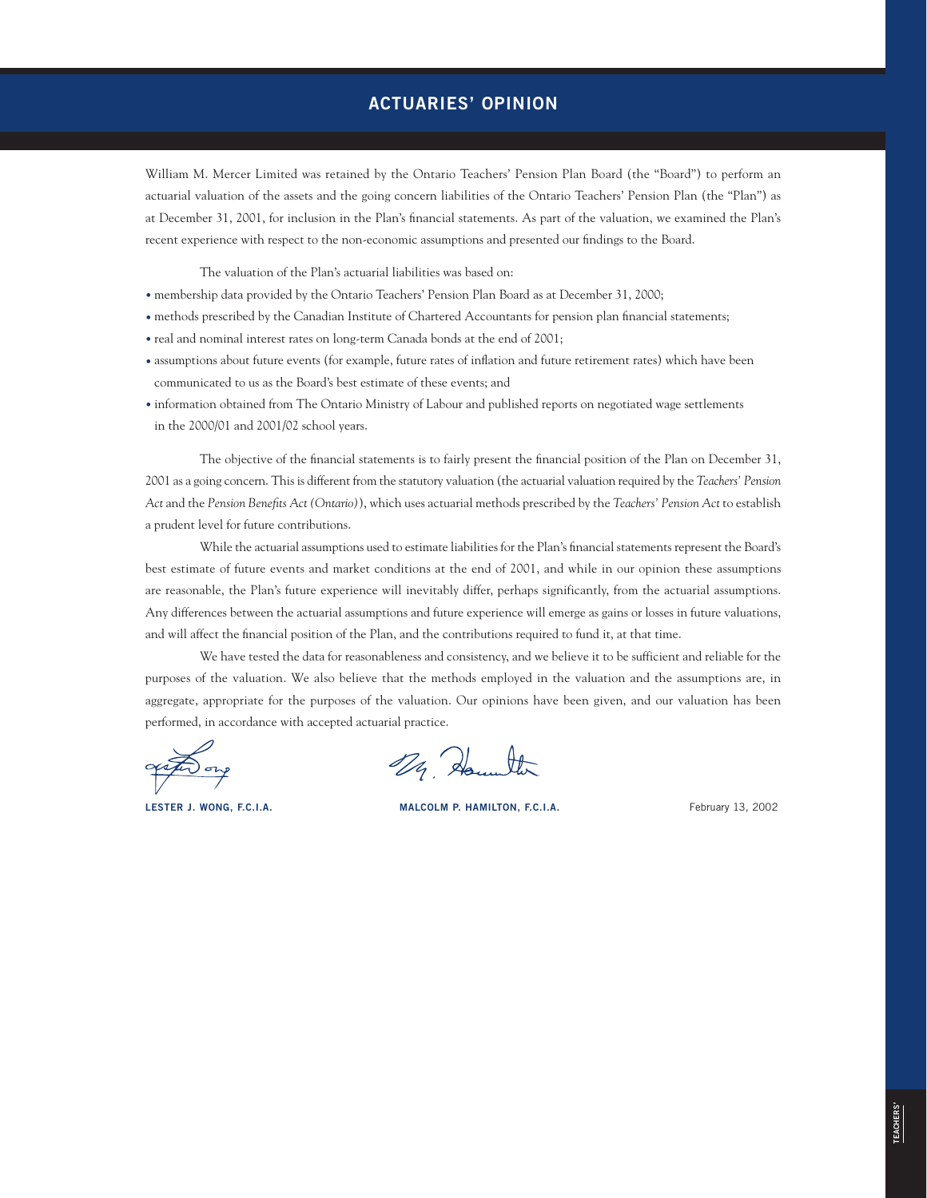# ACTUARIES' OPINION

William M. Mercer Limited was retained by the Ontario Teachers' Pension Plan Board (the "Board") to perform an actuarial valuation of the assets and the going concern liabilities of the Ontario Teachers' Pension Plan (the "Plan") as at December 31, 2001, for inclusion in the Plan's financial statements. As part of the valuation, we examined the Plan's recent experience with respect to the non-economic assumptions and presented our findings to the Board.

The valuation of the Plan's actuarial liabilities was based on:

- membership data provided by the Ontario Teachers' Pension Plan Board as at December 31, 2000;
- methods prescribed by the Canadian Institute of Chartered Accountants for pension plan financial statements;
- real and nominal interest rates on long-term Canada bonds at the end of 2001;
- assumptions about future events (for example, future rates of inflation and future retirement rates) which have been communicated to us as the Board's best estimate of these events; and
- information obtained from The Ontario Ministry of Labour and published reports on negotiated wage settlements in the 2000/01 and 2001/02 school years.

The objective of the financial statements is to fairly present the financial position of the Plan on December 31, 2001 as a going concern. This is different from the statutory valuation (the actuarial valuation required by the *Teachers' Pension Act* and the *Pension Benefits Act (Ontario)*), which uses actuarial methods prescribed by the *Teachers' Pension Act* to establish a prudent level for future contributions.

While the actuarial assumptions used to estimate liabilities for the Plan's financial statements represent the Board's best estimate of future events and market conditions at the end of 2001, and while in our opinion these assumptions are reasonable, the Plan's future experience will inevitably differ, perhaps significantly, from the actuarial assumptions. Any differences between the actuarial assumptions and future experience will emerge as gains or losses in future valuations, and will affect the financial position of the Plan, and the contributions required to fund it, at that time.

We have tested the data for reasonableness and consistency, and we believe it to be sufficient and reliable for the purposes of the valuation. We also believe that the methods employed in the valuation and the assumptions are, in aggregate, appropriate for the purposes of the valuation. Our opinions have been given, and our valuation has been performed, in accordance with accepted actuarial practice.

**LESTER J. WONG, F.C.I.A.** **MALCOLM P. HAMILTON, F.C.I.A.** February 13, 2002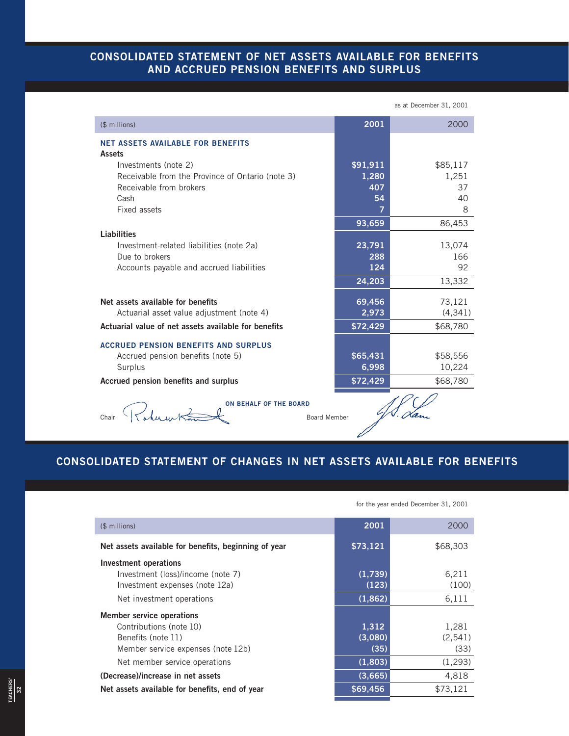# CONSOLIDATED STATEMENT OF NET ASSETS AVAILABLE FOR BENEFITS AND ACCRUED PENSION BENEFITS AND SURPLUS

as at December 31, 2001

| ($ millions) | 2001 | 2000 |
|---|---|---|
| **NET ASSETS AVAILABLE FOR BENEFITS** | | |
| **Assets** | | |
| Investments (note 2) | $91,911 | $85,117 |
| Receivable from the Province of Ontario (note 3) | 1,280 | 1,251 |
| Receivable from brokers | 407 | 37 |
| Cash | 54 | 40 |
| Fixed assets | 7 | 8 |
| | 93,659 | 86,453 |
| **Liabilities** | | |
| Investment-related liabilities (note 2a) | 23,791 | 13,074 |
| Due to brokers | 288 | 166 |
| Accounts payable and accrued liabilities | 124 | 92 |
| | 24,203 | 13,332 |
| **Net assets available for benefits** | 69,456 | 73,121 |
| Actuarial asset value adjustment (note 4) | 2,973 | (4,341) |
| **Actuarial value of net assets available for benefits** | $72,429 | $68,780 |
| **ACCRUED PENSION BENEFITS AND SURPLUS** | | |
| Accrued pension benefits (note 5) | $65,431 | $58,556 |
| Surplus | 6,998 | 10,224 |
| **Accrued pension benefits and surplus** | $72,429 | $68,780 |

**ON BEHALF OF THE BOARD**

Chair — Board Member

# CONSOLIDATED STATEMENT OF CHANGES IN NET ASSETS AVAILABLE FOR BENEFITS

for the year ended December 31, 2001

| ($ millions) | 2001 | 2000 |
|---|---|---|
| **Net assets available for benefits, beginning of year** | $73,121 | $68,303 |
| **Investment operations** | | |
| Investment (loss)/income (note 7) | (1,739) | 6,211 |
| Investment expenses (note 12a) | (123) | (100) |
| Net investment operations | (1,862) | 6,111 |
| **Member service operations** | | |
| Contributions (note 10) | 1,312 | 1,281 |
| Benefits (note 11) | (3,080) | (2,541) |
| Member service expenses (note 12b) | (35) | (33) |
| Net member service operations | (1,803) | (1,293) |
| **(Decrease)/increase in net assets** | (3,665) | 4,818 |
| **Net assets available for benefits, end of year** | $69,456 | $73,121 |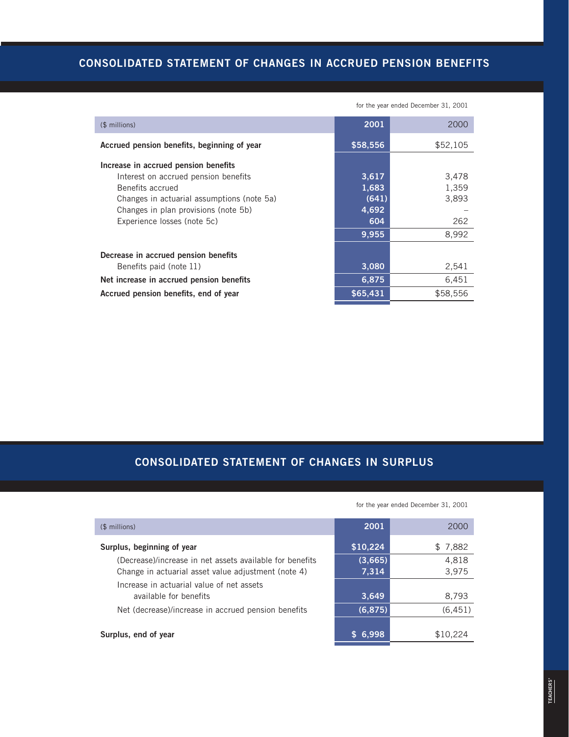## CONSOLIDATED STATEMENT OF CHANGES IN ACCRUED PENSION BENEFITS

for the year ended December 31, 2001

| ($ millions) | 2001 | 2000 |
|---|---|---|
| **Accrued pension benefits, beginning of year** | **$58,556** | $52,105 |
| **Increase in accrued pension benefits** | | |
| Interest on accrued pension benefits | **3,617** | 3,478 |
| Benefits accrued | **1,683** | 1,359 |
| Changes in actuarial assumptions (note 5a) | **(641)** | 3,893 |
| Changes in plan provisions (note 5b) | **4,692** | – |
| Experience losses (note 5c) | **604** | 262 |
| | **9,955** | 8,992 |
| **Decrease in accrued pension benefits** | | |
| Benefits paid (note 11) | **3,080** | 2,541 |
| **Net increase in accrued pension benefits** | **6,875** | 6,451 |
| **Accrued pension benefits, end of year** | **$65,431** | $58,556 |

## CONSOLIDATED STATEMENT OF CHANGES IN SURPLUS

for the year ended December 31, 2001

| ($ millions) | 2001 | 2000 |
|---|---|---|
| **Surplus, beginning of year** | **$10,224** | $ 7,882 |
| (Decrease)/increase in net assets available for benefits | **(3,665)** | 4,818 |
| Change in actuarial asset value adjustment (note 4) | **7,314** | 3,975 |
| Increase in actuarial value of net assets available for benefits | **3,649** | 8,793 |
| Net (decrease)/increase in accrued pension benefits | **(6,875)** | (6,451) |
| **Surplus, end of year** | **$ 6,998** | $10,224 |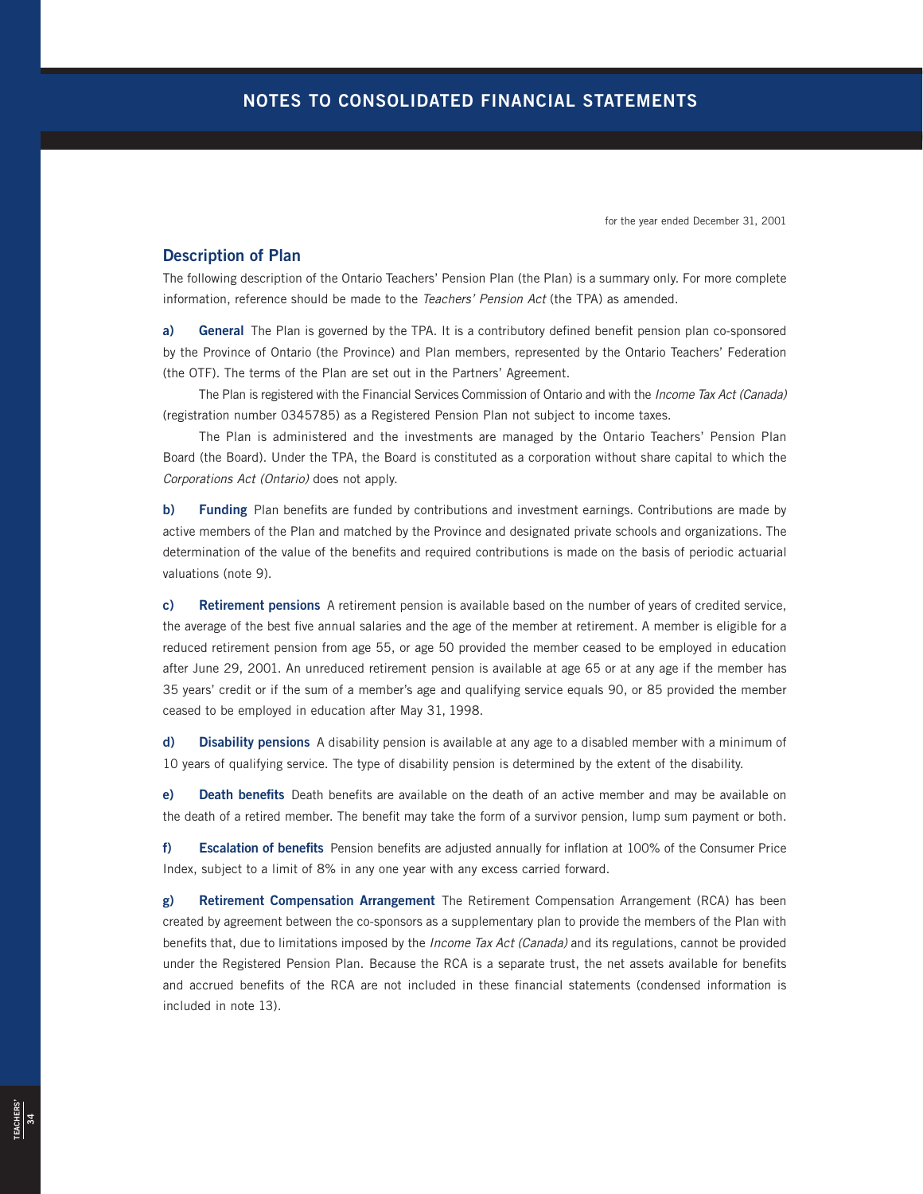# NOTES TO CONSOLIDATED FINANCIAL STATEMENTS

for the year ended December 31, 2001

## Description of Plan

The following description of the Ontario Teachers' Pension Plan (the Plan) is a summary only. For more complete information, reference should be made to the *Teachers' Pension Act* (the TPA) as amended.

**a) General** The Plan is governed by the TPA. It is a contributory defined benefit pension plan co-sponsored by the Province of Ontario (the Province) and Plan members, represented by the Ontario Teachers' Federation (the OTF). The terms of the Plan are set out in the Partners' Agreement.

The Plan is registered with the Financial Services Commission of Ontario and with the *Income Tax Act (Canada)* (registration number 0345785) as a Registered Pension Plan not subject to income taxes.

The Plan is administered and the investments are managed by the Ontario Teachers' Pension Plan Board (the Board). Under the TPA, the Board is constituted as a corporation without share capital to which the *Corporations Act (Ontario)* does not apply.

**b) Funding** Plan benefits are funded by contributions and investment earnings. Contributions are made by active members of the Plan and matched by the Province and designated private schools and organizations. The determination of the value of the benefits and required contributions is made on the basis of periodic actuarial valuations (note 9).

**c) Retirement pensions** A retirement pension is available based on the number of years of credited service, the average of the best five annual salaries and the age of the member at retirement. A member is eligible for a reduced retirement pension from age 55, or age 50 provided the member ceased to be employed in education after June 29, 2001. An unreduced retirement pension is available at age 65 or at any age if the member has 35 years' credit or if the sum of a member's age and qualifying service equals 90, or 85 provided the member ceased to be employed in education after May 31, 1998.

**d) Disability pensions** A disability pension is available at any age to a disabled member with a minimum of 10 years of qualifying service. The type of disability pension is determined by the extent of the disability.

**e) Death benefits** Death benefits are available on the death of an active member and may be available on the death of a retired member. The benefit may take the form of a survivor pension, lump sum payment or both.

**f) Escalation of benefits** Pension benefits are adjusted annually for inflation at 100% of the Consumer Price Index, subject to a limit of 8% in any one year with any excess carried forward.

**g) Retirement Compensation Arrangement** The Retirement Compensation Arrangement (RCA) has been created by agreement between the co-sponsors as a supplementary plan to provide the members of the Plan with benefits that, due to limitations imposed by the *Income Tax Act (Canada)* and its regulations, cannot be provided under the Registered Pension Plan. Because the RCA is a separate trust, the net assets available for benefits and accrued benefits of the RCA are not included in these financial statements (condensed information is included in note 13).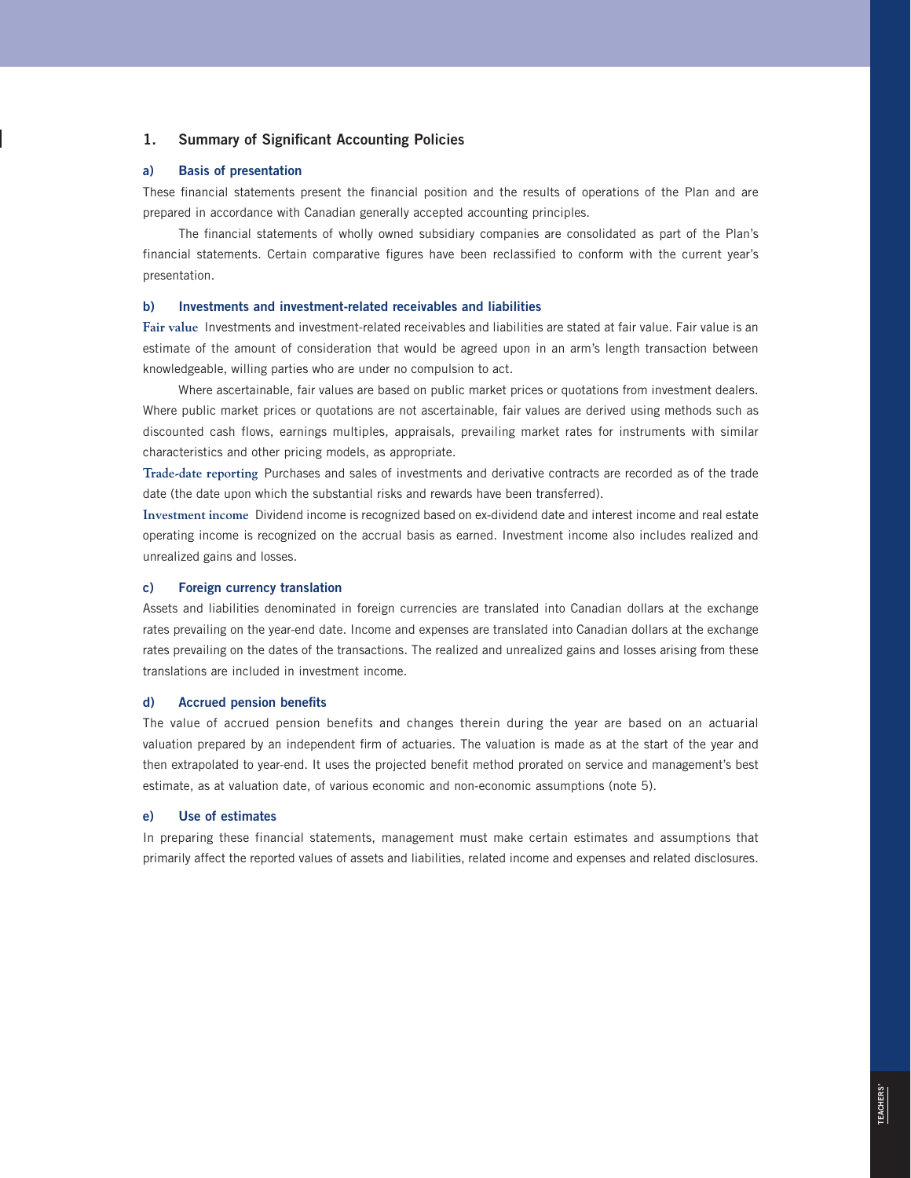## 1. Summary of Significant Accounting Policies

### a) Basis of presentation

These financial statements present the financial position and the results of operations of the Plan and are prepared in accordance with Canadian generally accepted accounting principles.

The financial statements of wholly owned subsidiary companies are consolidated as part of the Plan's financial statements. Certain comparative figures have been reclassified to conform with the current year's presentation.

### b) Investments and investment-related receivables and liabilities

**Fair value** Investments and investment-related receivables and liabilities are stated at fair value. Fair value is an estimate of the amount of consideration that would be agreed upon in an arm's length transaction between knowledgeable, willing parties who are under no compulsion to act.

Where ascertainable, fair values are based on public market prices or quotations from investment dealers. Where public market prices or quotations are not ascertainable, fair values are derived using methods such as discounted cash flows, earnings multiples, appraisals, prevailing market rates for instruments with similar characteristics and other pricing models, as appropriate.

**Trade-date reporting** Purchases and sales of investments and derivative contracts are recorded as of the trade date (the date upon which the substantial risks and rewards have been transferred).

**Investment income** Dividend income is recognized based on ex-dividend date and interest income and real estate operating income is recognized on the accrual basis as earned. Investment income also includes realized and unrealized gains and losses.

### c) Foreign currency translation

Assets and liabilities denominated in foreign currencies are translated into Canadian dollars at the exchange rates prevailing on the year-end date. Income and expenses are translated into Canadian dollars at the exchange rates prevailing on the dates of the transactions. The realized and unrealized gains and losses arising from these translations are included in investment income.

### d) Accrued pension benefits

The value of accrued pension benefits and changes therein during the year are based on an actuarial valuation prepared by an independent firm of actuaries. The valuation is made as at the start of the year and then extrapolated to year-end. It uses the projected benefit method prorated on service and management's best estimate, as at valuation date, of various economic and non-economic assumptions (note 5).

### e) Use of estimates

In preparing these financial statements, management must make certain estimates and assumptions that primarily affect the reported values of assets and liabilities, related income and expenses and related disclosures.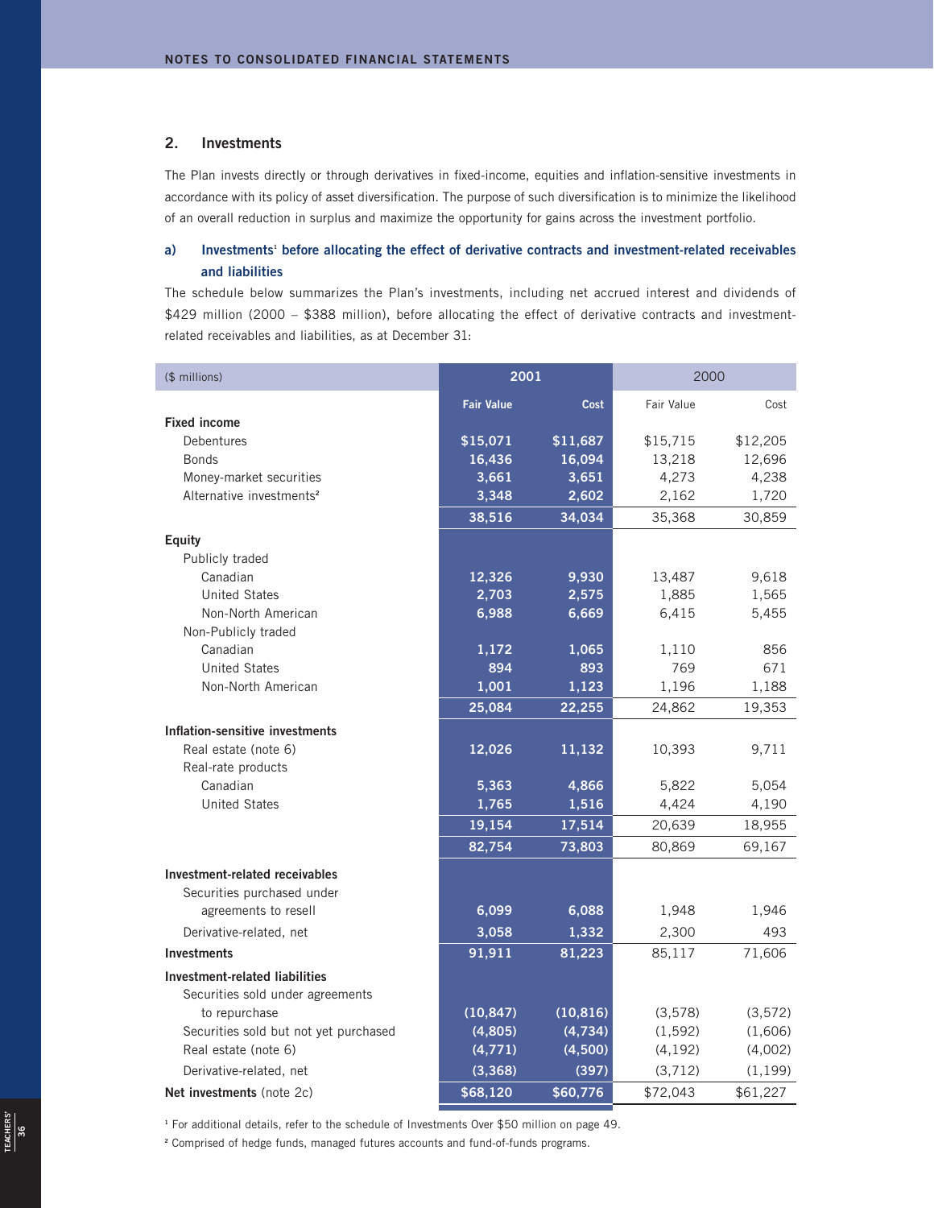## 2. Investments

The Plan invests directly or through derivatives in fixed-income, equities and inflation-sensitive investments in accordance with its policy of asset diversification. The purpose of such diversification is to minimize the likelihood of an overall reduction in surplus and maximize the opportunity for gains across the investment portfolio.

### a) Investments[1] before allocating the effect of derivative contracts and investment-related receivables and liabilities

The schedule below summarizes the Plan's investments, including net accrued interest and dividends of $429 million (2000 – $388 million), before allocating the effect of derivative contracts and investment-related receivables and liabilities, as at December 31:

| ($ millions) | 2001 | | 2000 | |
|---|---|---|---|---|
| | **Fair Value** | **Cost** | Fair Value | Cost |
| **Fixed income** | | | | |
| Debentures | **$15,071** | **$11,687** | $15,715 | $12,205 |
| Bonds | **16,436** | **16,094** | 13,218 | 12,696 |
| Money-market securities | **3,661** | **3,651** | 4,273 | 4,238 |
| Alternative investments[2] | **3,348** | **2,602** | 2,162 | 1,720 |
| | **38,516** | **34,034** | 35,368 | 30,859 |
| **Equity** | | | | |
| Publicly traded | | | | |
| Canadian | **12,326** | **9,930** | 13,487 | 9,618 |
| United States | **2,703** | **2,575** | 1,885 | 1,565 |
| Non-North American | **6,988** | **6,669** | 6,415 | 5,455 |
| Non-Publicly traded | | | | |
| Canadian | **1,172** | **1,065** | 1,110 | 856 |
| United States | **894** | **893** | 769 | 671 |
| Non-North American | **1,001** | **1,123** | 1,196 | 1,188 |
| | **25,084** | **22,255** | 24,862 | 19,353 |
| **Inflation-sensitive investments** | | | | |
| Real estate (note 6) | **12,026** | **11,132** | 10,393 | 9,711 |
| Real-rate products | | | | |
| Canadian | **5,363** | **4,866** | 5,822 | 5,054 |
| United States | **1,765** | **1,516** | 4,424 | 4,190 |
| | **19,154** | **17,514** | 20,639 | 18,955 |
| | **82,754** | **73,803** | 80,869 | 69,167 |
| **Investment-related receivables** | | | | |
| Securities purchased under agreements to resell | **6,099** | **6,088** | 1,948 | 1,946 |
| Derivative-related, net | **3,058** | **1,332** | 2,300 | 493 |
| **Investments** | **91,911** | **81,223** | 85,117 | 71,606 |
| **Investment-related liabilities** | | | | |
| Securities sold under agreements to repurchase | **(10,847)** | **(10,816)** | (3,578) | (3,572) |
| Securities sold but not yet purchased | **(4,805)** | **(4,734)** | (1,592) | (1,606) |
| Real estate (note 6) | **(4,771)** | **(4,500)** | (4,192) | (4,002) |
| Derivative-related, net | **(3,368)** | **(397)** | (3,712) | (1,199) |
| **Net investments** (note 2c) | **$68,120** | **$60,776** | $72,043 | $61,227 |

[1] For additional details, refer to the schedule of Investments Over $50 million on page 49.

[2] Comprised of hedge funds, managed futures accounts and fund-of-funds programs.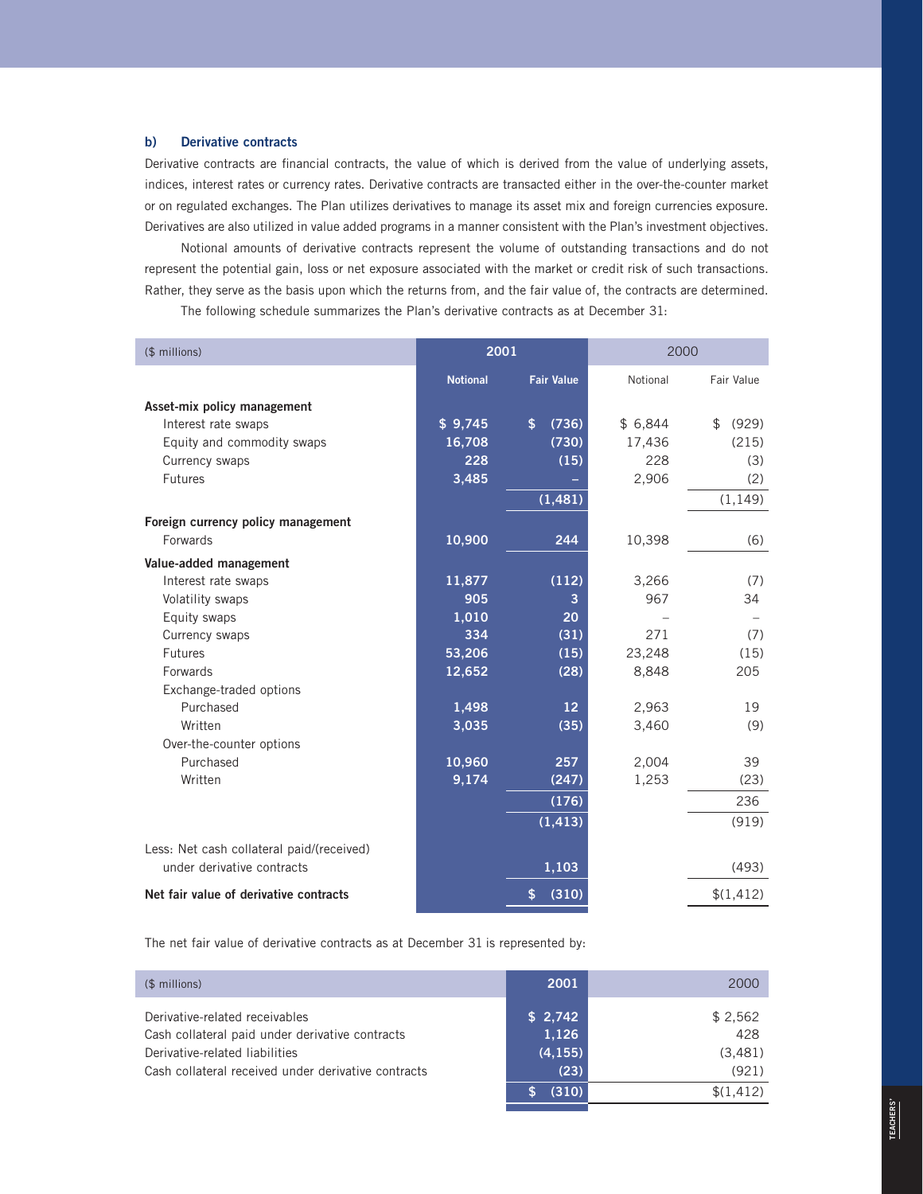#### b) Derivative contracts

Derivative contracts are financial contracts, the value of which is derived from the value of underlying assets, indices, interest rates or currency rates. Derivative contracts are transacted either in the over-the-counter market or on regulated exchanges. The Plan utilizes derivatives to manage its asset mix and foreign currencies exposure. Derivatives are also utilized in value added programs in a manner consistent with the Plan's investment objectives.

Notional amounts of derivative contracts represent the volume of outstanding transactions and do not represent the potential gain, loss or net exposure associated with the market or credit risk of such transactions. Rather, they serve as the basis upon which the returns from, and the fair value of, the contracts are determined.

The following schedule summarizes the Plan's derivative contracts as at December 31:

| ($ millions) | 2001 | | 2000 | |
|---|---|---|---|---|
| | **Notional** | **Fair Value** | Notional | Fair Value |
| **Asset-mix policy management** | | | | |
| Interest rate swaps | **$ 9,745** | **$ (736)** | $ 6,844 | $ (929) |
| Equity and commodity swaps | **16,708** | **(730)** | 17,436 | (215) |
| Currency swaps | **228** | **(15)** | 228 | (3) |
| Futures | **3,485** | **–** | 2,906 | (2) |
| | | **(1,481)** | | (1,149) |
| **Foreign currency policy management** | | | | |
| Forwards | **10,900** | **244** | 10,398 | (6) |
| **Value-added management** | | | | |
| Interest rate swaps | **11,877** | **(112)** | 3,266 | (7) |
| Volatility swaps | **905** | **3** | 967 | 34 |
| Equity swaps | **1,010** | **20** | – | – |
| Currency swaps | **334** | **(31)** | 271 | (7) |
| Futures | **53,206** | **(15)** | 23,248 | (15) |
| Forwards | **12,652** | **(28)** | 8,848 | 205 |
| Exchange-traded options | | | | |
| Purchased | **1,498** | **12** | 2,963 | 19 |
| Written | **3,035** | **(35)** | 3,460 | (9) |
| Over-the-counter options | | | | |
| Purchased | **10,960** | **257** | 2,004 | 39 |
| Written | **9,174** | **(247)** | 1,253 | (23) |
| | | **(176)** | | 236 |
| | | **(1,413)** | | (919) |
| Less: Net cash collateral paid/(received) under derivative contracts | | **1,103** | | (493) |
| **Net fair value of derivative contracts** | | **$ (310)** | | $(1,412) |

The net fair value of derivative contracts as at December 31 is represented by:

| ($ millions) | 2001 | 2000 |
|---|---|---|
| Derivative-related receivables | **$ 2,742** | $ 2,562 |
| Cash collateral paid under derivative contracts | **1,126** | 428 |
| Derivative-related liabilities | **(4,155)** | (3,481) |
| Cash collateral received under derivative contracts | **(23)** | (921) |
| | **$ (310)** | $(1,412) |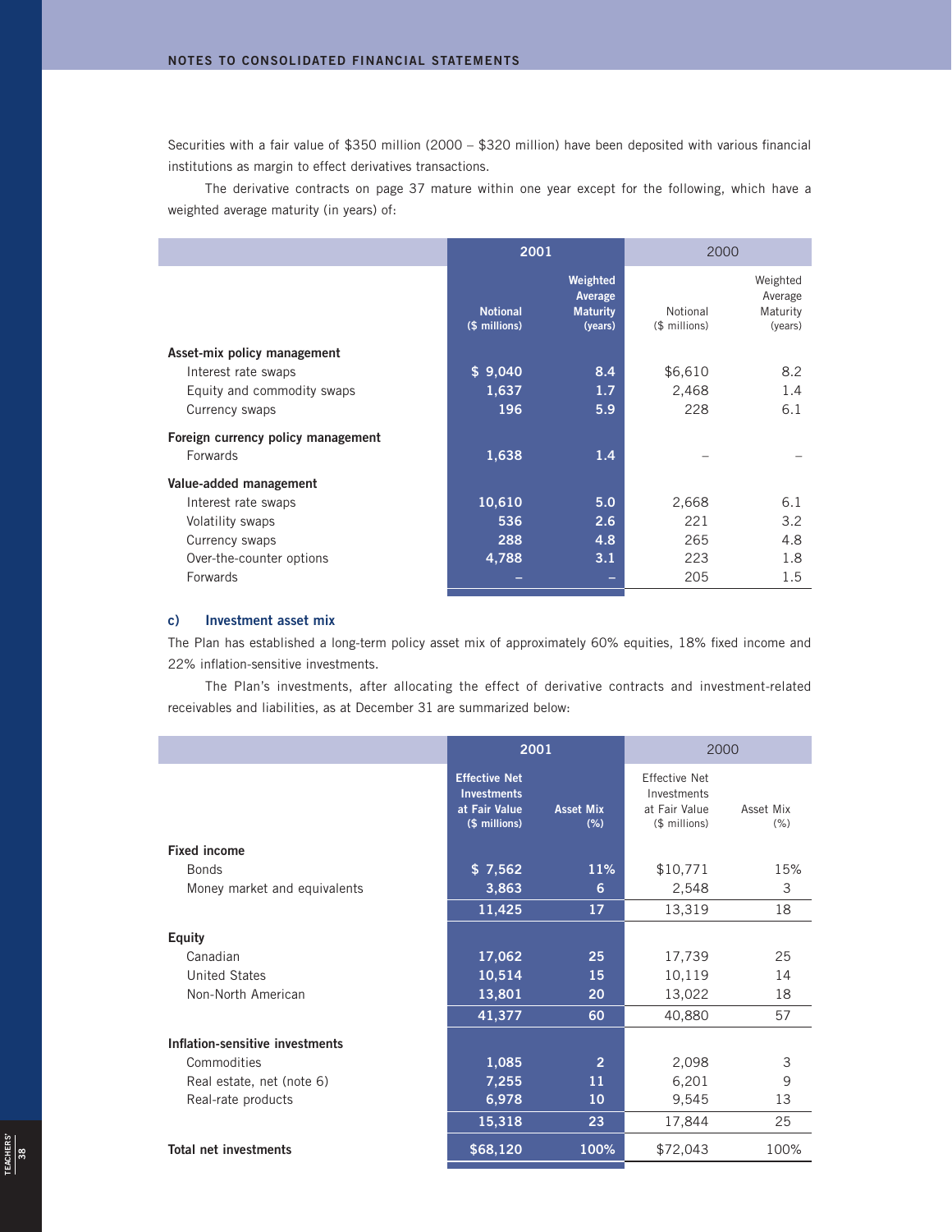Securities with a fair value of $350 million (2000 – $320 million) have been deposited with various financial institutions as margin to effect derivatives transactions.

The derivative contracts on page 37 mature within one year except for the following, which have a weighted average maturity (in years) of:

| | 2001 | | 2000 | |
|---|---|---|---|---|
| | Notional ($ millions) | Weighted Average Maturity (years) | Notional ($ millions) | Weighted Average Maturity (years) |
| **Asset-mix policy management** | | | | |
| Interest rate swaps | $ 9,040 | 8.4 | $6,610 | 8.2 |
| Equity and commodity swaps | 1,637 | 1.7 | 2,468 | 1.4 |
| Currency swaps | 196 | 5.9 | 228 | 6.1 |
| **Foreign currency policy management** | | | | |
| Forwards | 1,638 | 1.4 | – | – |
| **Value-added management** | | | | |
| Interest rate swaps | 10,610 | 5.0 | 2,668 | 6.1 |
| Volatility swaps | 536 | 2.6 | 221 | 3.2 |
| Currency swaps | 288 | 4.8 | 265 | 4.8 |
| Over-the-counter options | 4,788 | 3.1 | 223 | 1.8 |
| Forwards | – | – | 205 | 1.5 |

### c) Investment asset mix

The Plan has established a long-term policy asset mix of approximately 60% equities, 18% fixed income and 22% inflation-sensitive investments.

The Plan's investments, after allocating the effect of derivative contracts and investment-related receivables and liabilities, as at December 31 are summarized below:

| | 2001 | | 2000 | |
|---|---|---|---|---|
| | Effective Net Investments at Fair Value ($ millions) | Asset Mix (%) | Effective Net Investments at Fair Value ($ millions) | Asset Mix (%) |
| **Fixed income** | | | | |
| Bonds | $ 7,562 | 11% | $10,771 | 15% |
| Money market and equivalents | 3,863 | 6 | 2,548 | 3 |
| | 11,425 | 17 | 13,319 | 18 |
| **Equity** | | | | |
| Canadian | 17,062 | 25 | 17,739 | 25 |
| United States | 10,514 | 15 | 10,119 | 14 |
| Non-North American | 13,801 | 20 | 13,022 | 18 |
| | 41,377 | 60 | 40,880 | 57 |
| **Inflation-sensitive investments** | | | | |
| Commodities | 1,085 | 2 | 2,098 | 3 |
| Real estate, net (note 6) | 7,255 | 11 | 6,201 | 9 |
| Real-rate products | 6,978 | 10 | 9,545 | 13 |
| | 15,318 | 23 | 17,844 | 25 |
| **Total net investments** | $68,120 | 100% | $72,043 | 100% |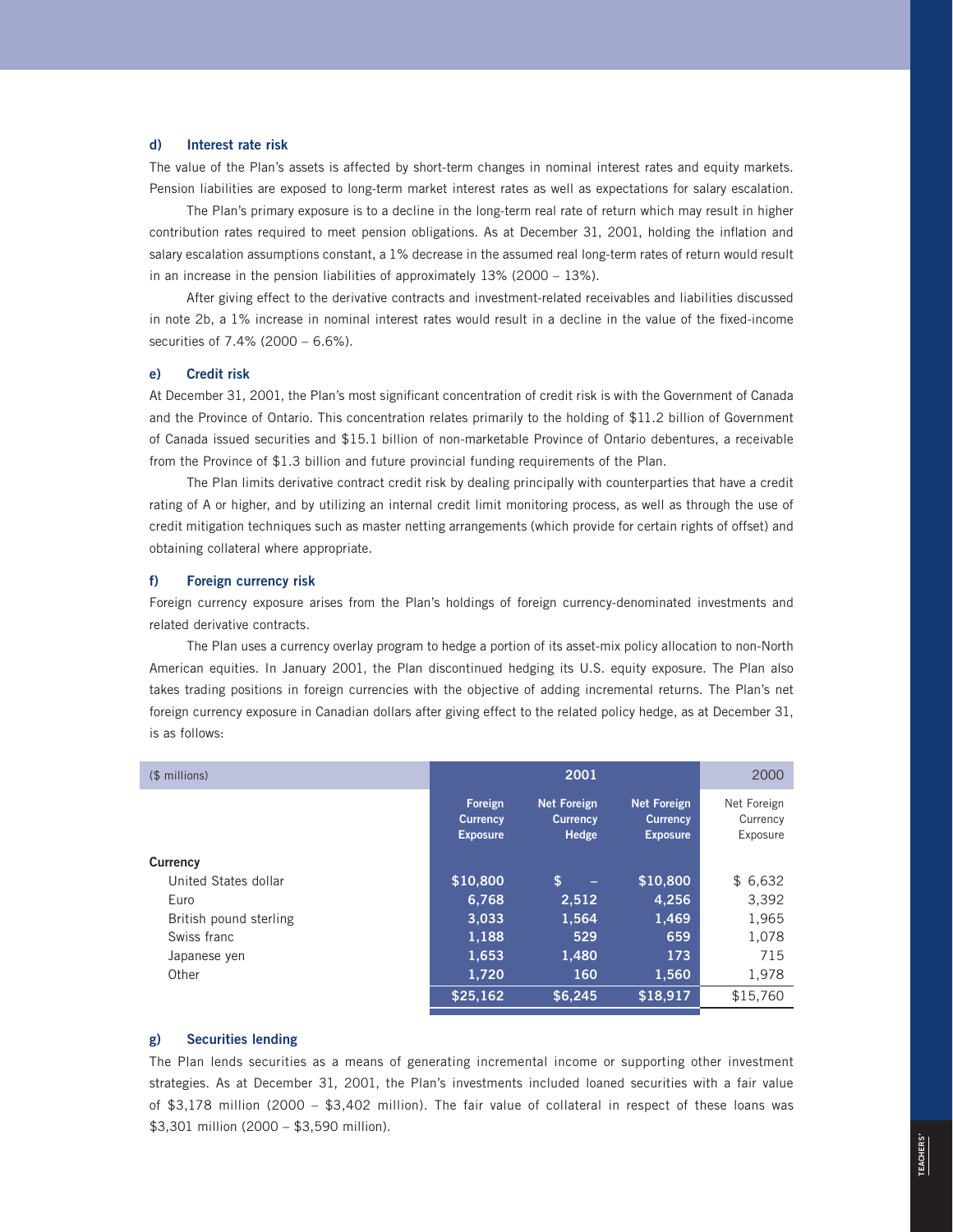### d) Interest rate risk

The value of the Plan's assets is affected by short-term changes in nominal interest rates and equity markets. Pension liabilities are exposed to long-term market interest rates as well as expectations for salary escalation.

The Plan's primary exposure is to a decline in the long-term real rate of return which may result in higher contribution rates required to meet pension obligations. As at December 31, 2001, holding the inflation and salary escalation assumptions constant, a 1% decrease in the assumed real long-term rates of return would result in an increase in the pension liabilities of approximately 13% (2000 – 13%).

After giving effect to the derivative contracts and investment-related receivables and liabilities discussed in note 2b, a 1% increase in nominal interest rates would result in a decline in the value of the fixed-income securities of 7.4% (2000 – 6.6%).

### e) Credit risk

At December 31, 2001, the Plan's most significant concentration of credit risk is with the Government of Canada and the Province of Ontario. This concentration relates primarily to the holding of $11.2 billion of Government of Canada issued securities and $15.1 billion of non-marketable Province of Ontario debentures, a receivable from the Province of $1.3 billion and future provincial funding requirements of the Plan.

The Plan limits derivative contract credit risk by dealing principally with counterparties that have a credit rating of A or higher, and by utilizing an internal credit limit monitoring process, as well as through the use of credit mitigation techniques such as master netting arrangements (which provide for certain rights of offset) and obtaining collateral where appropriate.

### f) Foreign currency risk

Foreign currency exposure arises from the Plan's holdings of foreign currency-denominated investments and related derivative contracts.

The Plan uses a currency overlay program to hedge a portion of its asset-mix policy allocation to non-North American equities. In January 2001, the Plan discontinued hedging its U.S. equity exposure. The Plan also takes trading positions in foreign currencies with the objective of adding incremental returns. The Plan's net foreign currency exposure in Canadian dollars after giving effect to the related policy hedge, as at December 31, is as follows:

| ($ millions) | 2001 | | | 2000 |
|---|---|---|---|---|
| | **Foreign Currency Exposure** | **Net Foreign Currency Hedge** | **Net Foreign Currency Exposure** | Net Foreign Currency Exposure |
| **Currency** | | | | |
| United States dollar | **$10,800** | **$ –** | **$10,800** | $ 6,632 |
| Euro | **6,768** | **2,512** | **4,256** | 3,392 |
| British pound sterling | **3,033** | **1,564** | **1,469** | 1,965 |
| Swiss franc | **1,188** | **529** | **659** | 1,078 |
| Japanese yen | **1,653** | **1,480** | **173** | 715 |
| Other | **1,720** | **160** | **1,560** | 1,978 |
| | **$25,162** | **$6,245** | **$18,917** | $15,760 |

### g) Securities lending

The Plan lends securities as a means of generating incremental income or supporting other investment strategies. As at December 31, 2001, the Plan's investments included loaned securities with a fair value of $3,178 million (2000 – $3,402 million). The fair value of collateral in respect of these loans was $3,301 million (2000 – $3,590 million).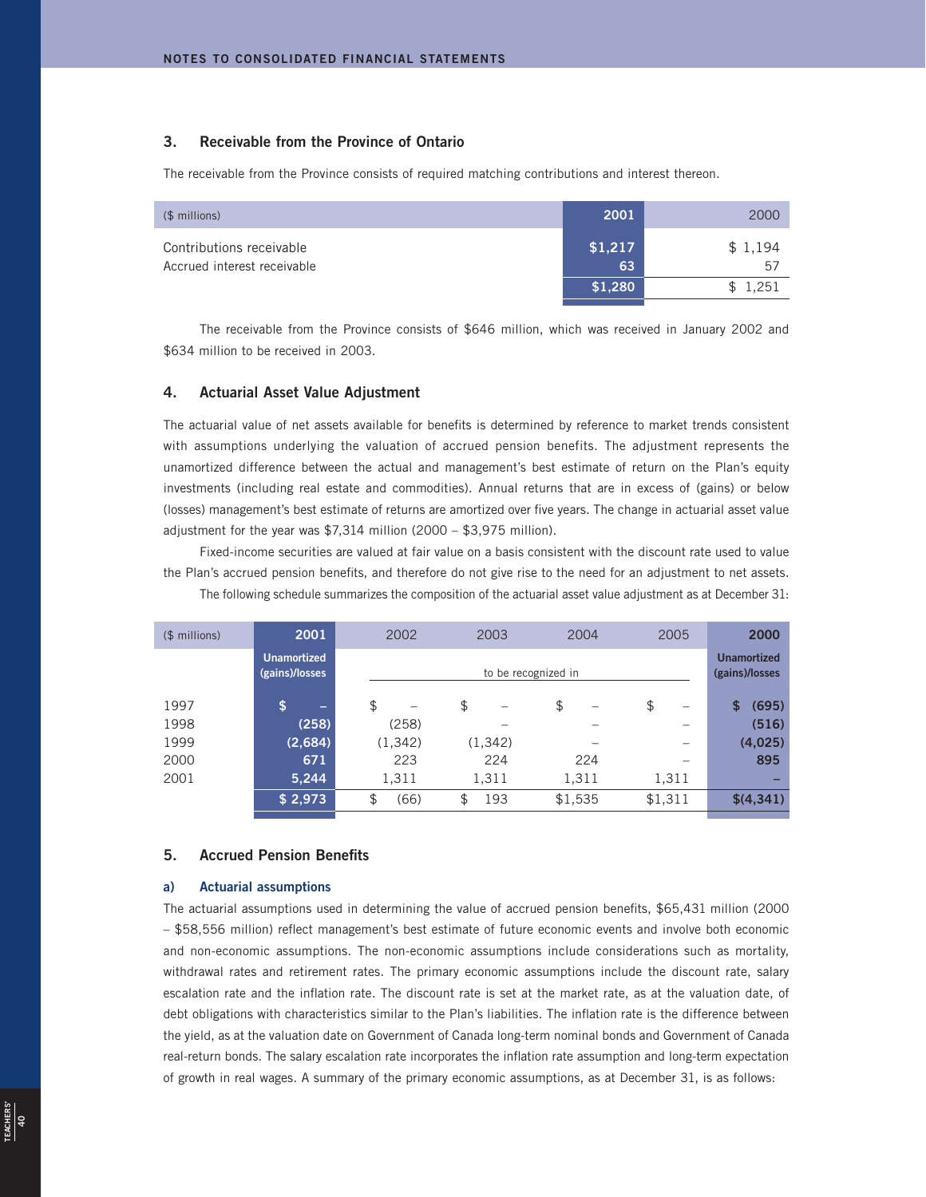## 3. Receivable from the Province of Ontario

The receivable from the Province consists of required matching contributions and interest thereon.

| ($ millions) | 2001 | 2000 |
|---|---|---|
| Contributions receivable | $1,217 | $ 1,194 |
| Accrued interest receivable | 63 | 57 |
| | $1,280 | $ 1,251 |

The receivable from the Province consists of $646 million, which was received in January 2002 and $634 million to be received in 2003.

## 4. Actuarial Asset Value Adjustment

The actuarial value of net assets available for benefits is determined by reference to market trends consistent with assumptions underlying the valuation of accrued pension benefits. The adjustment represents the unamortized difference between the actual and management's best estimate of return on the Plan's equity investments (including real estate and commodities). Annual returns that are in excess of (gains) or below (losses) management's best estimate of returns are amortized over five years. The change in actuarial asset value adjustment for the year was $7,314 million (2000 – $3,975 million).

Fixed-income securities are valued at fair value on a basis consistent with the discount rate used to value the Plan's accrued pension benefits, and therefore do not give rise to the need for an adjustment to net assets.

The following schedule summarizes the composition of the actuarial asset value adjustment as at December 31:

| ($ millions) | 2001 | 2002 | 2003 | 2004 | 2005 | 2000 |
|---|---|---|---|---|---|---|
| | Unamortized (gains)/losses | to be recognized in | | | | Unamortized (gains)/losses |
| 1997 | $ – | $ – | $ – | $ – | $ – | $ (695) |
| 1998 | (258) | (258) | – | – | – | (516) |
| 1999 | (2,684) | (1,342) | (1,342) | – | – | (4,025) |
| 2000 | 671 | 223 | 224 | 224 | – | 895 |
| 2001 | 5,244 | 1,311 | 1,311 | 1,311 | 1,311 | – |
| | $ 2,973 | $ (66) | $ 193 | $1,535 | $1,311 | $(4,341) |

## 5. Accrued Pension Benefits

### a) Actuarial assumptions

The actuarial assumptions used in determining the value of accrued pension benefits, $65,431 million (2000 – $58,556 million) reflect management's best estimate of future economic events and involve both economic and non-economic assumptions. The non-economic assumptions include considerations such as mortality, withdrawal rates and retirement rates. The primary economic assumptions include the discount rate, salary escalation rate and the inflation rate. The discount rate is set at the market rate, as at the valuation date, of debt obligations with characteristics similar to the Plan's liabilities. The inflation rate is the difference between the yield, as at the valuation date on Government of Canada long-term nominal bonds and Government of Canada real-return bonds. The salary escalation rate incorporates the inflation rate assumption and long-term expectation of growth in real wages. A summary of the primary economic assumptions, as at December 31, is as follows: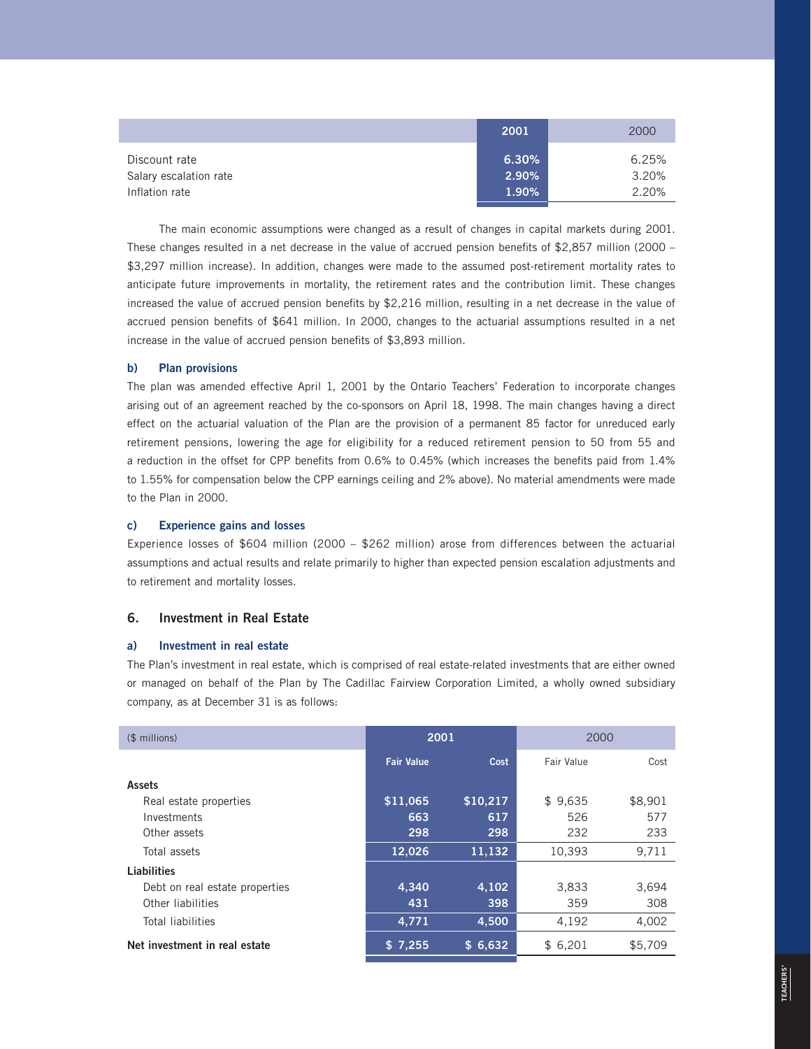| | 2001 | 2000 |
|---|---|---|
| Discount rate | 6.30% | 6.25% |
| Salary escalation rate | 2.90% | 3.20% |
| Inflation rate | 1.90% | 2.20% |

The main economic assumptions were changed as a result of changes in capital markets during 2001. These changes resulted in a net decrease in the value of accrued pension benefits of $2,857 million (2000 – $3,297 million increase). In addition, changes were made to the assumed post-retirement mortality rates to anticipate future improvements in mortality, the retirement rates and the contribution limit. These changes increased the value of accrued pension benefits by $2,216 million, resulting in a net decrease in the value of accrued pension benefits of $641 million. In 2000, changes to the actuarial assumptions resulted in a net increase in the value of accrued pension benefits of $3,893 million.

### b) Plan provisions

The plan was amended effective April 1, 2001 by the Ontario Teachers' Federation to incorporate changes arising out of an agreement reached by the co-sponsors on April 18, 1998. The main changes having a direct effect on the actuarial valuation of the Plan are the provision of a permanent 85 factor for unreduced early retirement pensions, lowering the age for eligibility for a reduced retirement pension to 50 from 55 and a reduction in the offset for CPP benefits from 0.6% to 0.45% (which increases the benefits paid from 1.4% to 1.55% for compensation below the CPP earnings ceiling and 2% above). No material amendments were made to the Plan in 2000.

### c) Experience gains and losses

Experience losses of $604 million (2000 – $262 million) arose from differences between the actuarial assumptions and actual results and relate primarily to higher than expected pension escalation adjustments and to retirement and mortality losses.

## 6. Investment in Real Estate

### a) Investment in real estate

The Plan's investment in real estate, which is comprised of real estate-related investments that are either owned or managed on behalf of the Plan by The Cadillac Fairview Corporation Limited, a wholly owned subsidiary company, as at December 31 is as follows:

| ($ millions) | 2001 | | 2000 | |
|---|---|---|---|---|
| | Fair Value | Cost | Fair Value | Cost |
| **Assets** | | | | |
| Real estate properties | $11,065 | $10,217 | $ 9,635 | $8,901 |
| Investments | 663 | 617 | 526 | 577 |
| Other assets | 298 | 298 | 232 | 233 |
| Total assets | 12,026 | 11,132 | 10,393 | 9,711 |
| **Liabilities** | | | | |
| Debt on real estate properties | 4,340 | 4,102 | 3,833 | 3,694 |
| Other liabilities | 431 | 398 | 359 | 308 |
| Total liabilities | 4,771 | 4,500 | 4,192 | 4,002 |
| **Net investment in real estate** | $ 7,255 | $ 6,632 | $ 6,201 | $5,709 |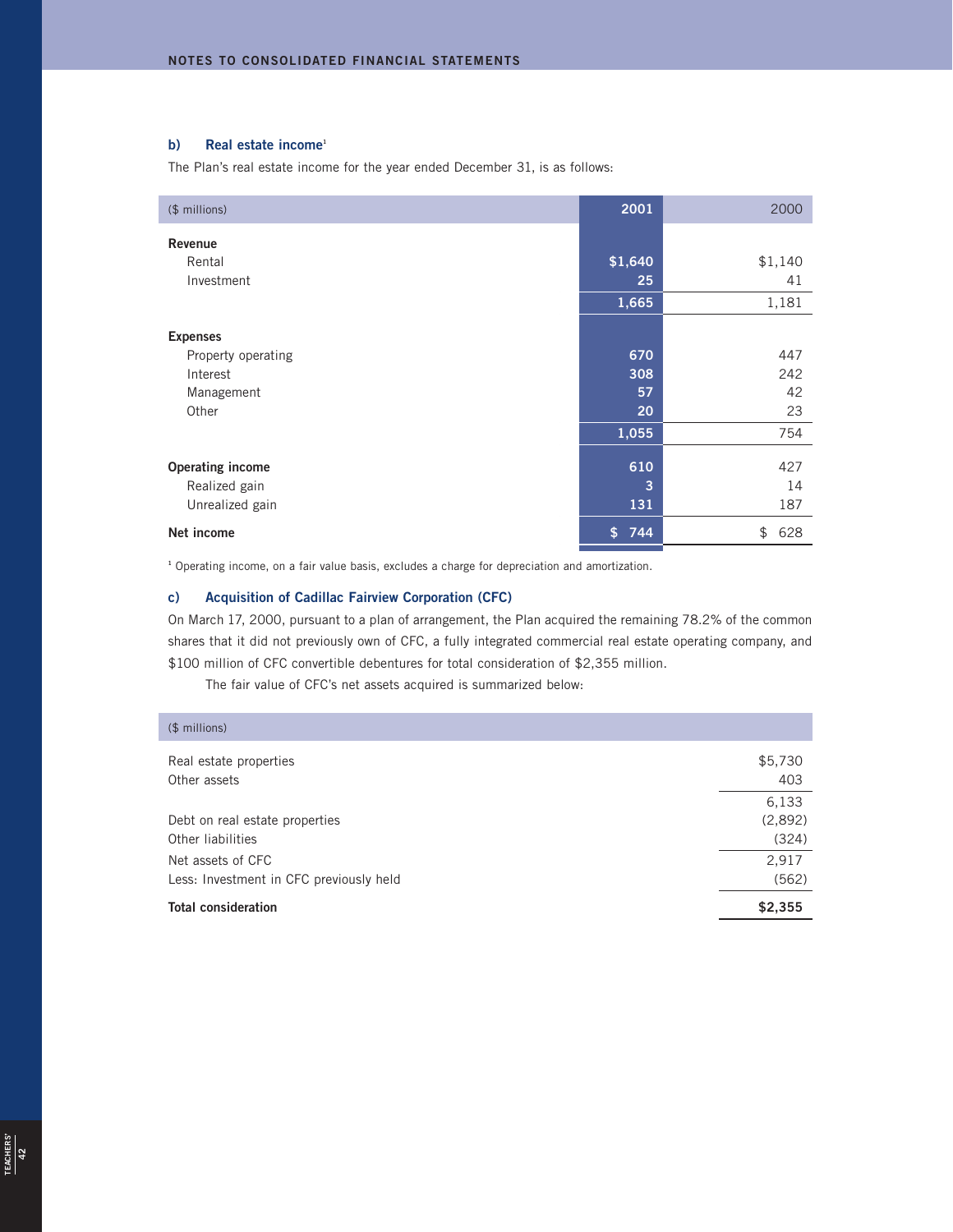### b) Real estate income[1]

The Plan's real estate income for the year ended December 31, is as follows:

| ($ millions) | 2001 | 2000 |
|---|---|---|
| **Revenue** | | |
| Rental | $1,640 | $1,140 |
| Investment | 25 | 41 |
| | 1,665 | 1,181 |
| **Expenses** | | |
| Property operating | 670 | 447 |
| Interest | 308 | 242 |
| Management | 57 | 42 |
| Other | 20 | 23 |
| | 1,055 | 754 |
| **Operating income** | 610 | 427 |
| Realized gain | 3 | 14 |
| Unrealized gain | 131 | 187 |
| **Net income** | $ 744 | $ 628 |

[1] Operating income, on a fair value basis, excludes a charge for depreciation and amortization.

### c) Acquisition of Cadillac Fairview Corporation (CFC)

On March 17, 2000, pursuant to a plan of arrangement, the Plan acquired the remaining 78.2% of the common shares that it did not previously own of CFC, a fully integrated commercial real estate operating company, and $100 million of CFC convertible debentures for total consideration of $2,355 million.

The fair value of CFC's net assets acquired is summarized below:

| ($ millions) | |
|---|---|
| Real estate properties | $5,730 |
| Other assets | 403 |
| | 6,133 |
| Debt on real estate properties | (2,892) |
| Other liabilities | (324) |
| Net assets of CFC | 2,917 |
| Less: Investment in CFC previously held | (562) |
| **Total consideration** | **$2,355** |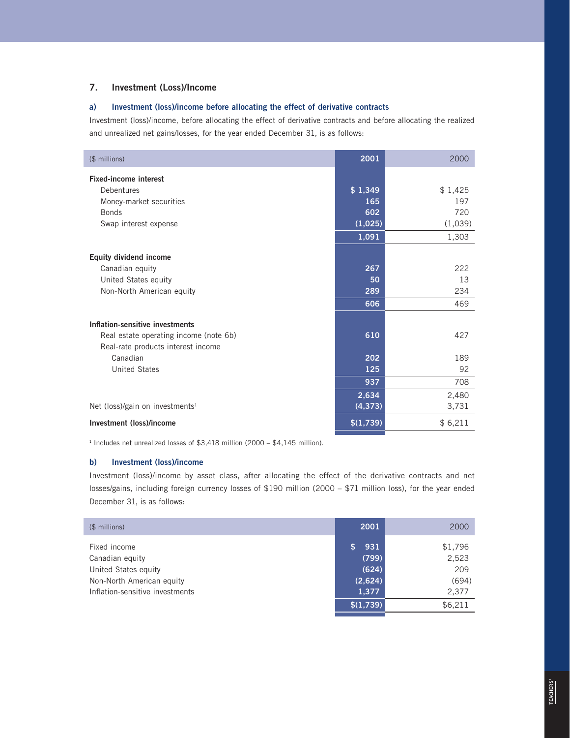## 7. Investment (Loss)/Income

### a) Investment (loss)/income before allocating the effect of derivative contracts

Investment (loss)/income, before allocating the effect of derivative contracts and before allocating the realized and unrealized net gains/losses, for the year ended December 31, is as follows:

| ($ millions) | 2001 | 2000 |
|---|---|---|
| **Fixed-income interest** | | |
| Debentures | $ 1,349 | $ 1,425 |
| Money-market securities | 165 | 197 |
| Bonds | 602 | 720 |
| Swap interest expense | (1,025) | (1,039) |
| | 1,091 | 1,303 |
| **Equity dividend income** | | |
| Canadian equity | 267 | 222 |
| United States equity | 50 | 13 |
| Non-North American equity | 289 | 234 |
| | 606 | 469 |
| **Inflation-sensitive investments** | | |
| Real estate operating income (note 6b) | 610 | 427 |
| Real-rate products interest income | | |
| Canadian | 202 | 189 |
| United States | 125 | 92 |
| | 937 | 708 |
| | 2,634 | 2,480 |
| Net (loss)/gain on investments[1] | (4,373) | 3,731 |
| **Investment (loss)/income** | $(1,739) | $ 6,211 |

[1] Includes net unrealized losses of $3,418 million (2000 – $4,145 million).

### b) Investment (loss)/income

Investment (loss)/income by asset class, after allocating the effect of the derivative contracts and net losses/gains, including foreign currency losses of $190 million (2000 – $71 million loss), for the year ended December 31, is as follows:

| ($ millions) | 2001 | 2000 |
|---|---|---|
| Fixed income | $ 931 | $1,796 |
| Canadian equity | (799) | 2,523 |
| United States equity | (624) | 209 |
| Non-North American equity | (2,624) | (694) |
| Inflation-sensitive investments | 1,377 | 2,377 |
| | $(1,739) | $6,211 |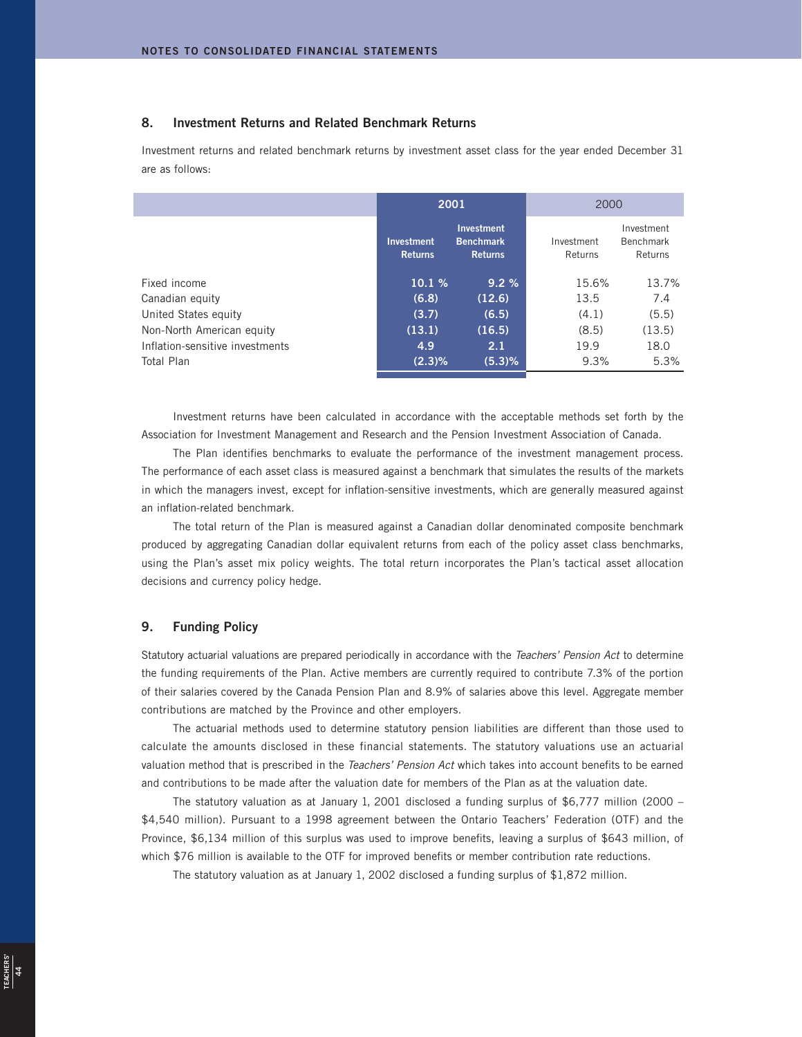## 8. Investment Returns and Related Benchmark Returns

Investment returns and related benchmark returns by investment asset class for the year ended December 31 are as follows:

| | 2001 | | 2000 | |
|---|---|---|---|---|
| | **Investment Returns** | **Investment Benchmark Returns** | Investment Returns | Investment Benchmark Returns |
| Fixed income | **10.1 %** | **9.2 %** | 15.6% | 13.7% |
| Canadian equity | **(6.8)** | **(12.6)** | 13.5 | 7.4 |
| United States equity | **(3.7)** | **(6.5)** | (4.1) | (5.5) |
| Non-North American equity | **(13.1)** | **(16.5)** | (8.5) | (13.5) |
| Inflation-sensitive investments | **4.9** | **2.1** | 19.9 | 18.0 |
| Total Plan | **(2.3)%** | **(5.3)%** | 9.3% | 5.3% |

Investment returns have been calculated in accordance with the acceptable methods set forth by the Association for Investment Management and Research and the Pension Investment Association of Canada.

The Plan identifies benchmarks to evaluate the performance of the investment management process. The performance of each asset class is measured against a benchmark that simulates the results of the markets in which the managers invest, except for inflation-sensitive investments, which are generally measured against an inflation-related benchmark.

The total return of the Plan is measured against a Canadian dollar denominated composite benchmark produced by aggregating Canadian dollar equivalent returns from each of the policy asset class benchmarks, using the Plan's asset mix policy weights. The total return incorporates the Plan's tactical asset allocation decisions and currency policy hedge.

## 9. Funding Policy

Statutory actuarial valuations are prepared periodically in accordance with the *Teachers' Pension Act* to determine the funding requirements of the Plan. Active members are currently required to contribute 7.3% of the portion of their salaries covered by the Canada Pension Plan and 8.9% of salaries above this level. Aggregate member contributions are matched by the Province and other employers.

The actuarial methods used to determine statutory pension liabilities are different than those used to calculate the amounts disclosed in these financial statements. The statutory valuations use an actuarial valuation method that is prescribed in the *Teachers' Pension Act* which takes into account benefits to be earned and contributions to be made after the valuation date for members of the Plan as at the valuation date.

The statutory valuation as at January 1, 2001 disclosed a funding surplus of $6,777 million (2000 – $4,540 million). Pursuant to a 1998 agreement between the Ontario Teachers' Federation (OTF) and the Province, $6,134 million of this surplus was used to improve benefits, leaving a surplus of $643 million, of which $76 million is available to the OTF for improved benefits or member contribution rate reductions.

The statutory valuation as at January 1, 2002 disclosed a funding surplus of $1,872 million.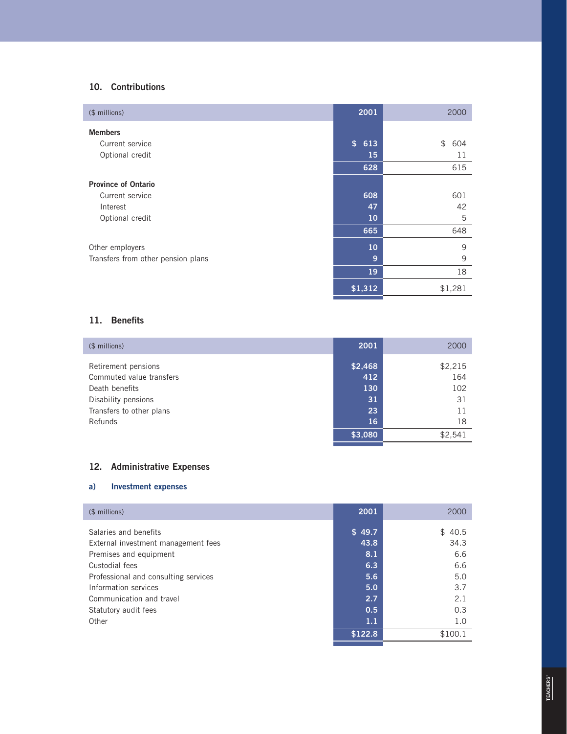## 10. Contributions

| ($ millions) | 2001 | 2000 |
|---|---|---|
| **Members** | | |
| Current service | $ 613 | $ 604 |
| Optional credit | 15 | 11 |
| | 628 | 615 |
| **Province of Ontario** | | |
| Current service | 608 | 601 |
| Interest | 47 | 42 |
| Optional credit | 10 | 5 |
| | 665 | 648 |
| Other employers | 10 | 9 |
| Transfers from other pension plans | 9 | 9 |
| | 19 | 18 |
| | $1,312 | $1,281 |

## 11. Benefits

| ($ millions) | 2001 | 2000 |
|---|---|---|
| Retirement pensions | $2,468 | $2,215 |
| Commuted value transfers | 412 | 164 |
| Death benefits | 130 | 102 |
| Disability pensions | 31 | 31 |
| Transfers to other plans | 23 | 11 |
| Refunds | 16 | 18 |
| | $3,080 | $2,541 |

## 12. Administrative Expenses

### a) Investment expenses

| ($ millions) | 2001 | 2000 |
|---|---|---|
| Salaries and benefits | $ 49.7 | $ 40.5 |
| External investment management fees | 43.8 | 34.3 |
| Premises and equipment | 8.1 | 6.6 |
| Custodial fees | 6.3 | 6.6 |
| Professional and consulting services | 5.6 | 5.0 |
| Information services | 5.0 | 3.7 |
| Communication and travel | 2.7 | 2.1 |
| Statutory audit fees | 0.5 | 0.3 |
| Other | 1.1 | 1.0 |
| | $122.8 | $100.1 |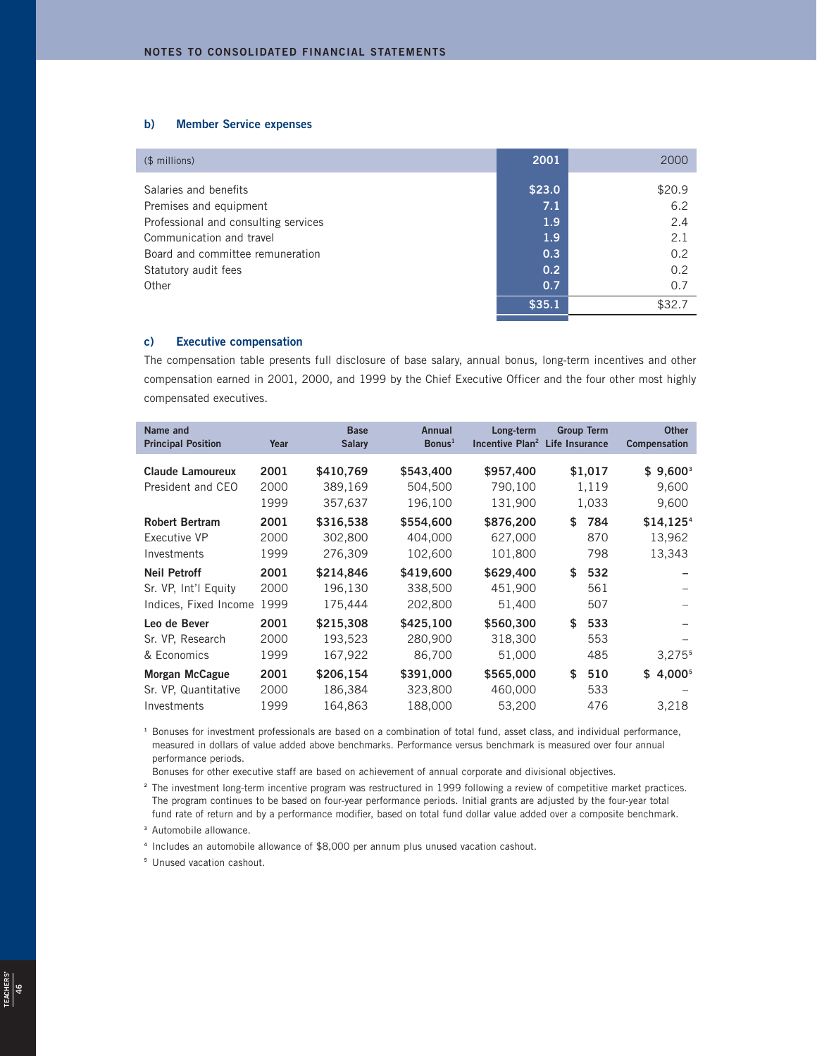## b) Member Service expenses

| ($ millions) | 2001 | 2000 |
|---|---|---|
| Salaries and benefits | $23.0 | $20.9 |
| Premises and equipment | 7.1 | 6.2 |
| Professional and consulting services | 1.9 | 2.4 |
| Communication and travel | 1.9 | 2.1 |
| Board and committee remuneration | 0.3 | 0.2 |
| Statutory audit fees | 0.2 | 0.2 |
| Other | 0.7 | 0.7 |
| | $35.1 | $32.7 |

## c) Executive compensation

The compensation table presents full disclosure of base salary, annual bonus, long-term incentives and other compensation earned in 2001, 2000, and 1999 by the Chief Executive Officer and the four other most highly compensated executives.

| Name and Principal Position | Year | Base Salary | Annual Bonus[1] | Long-term Incentive Plan[2] | Group Term Life Insurance | Other Compensation |
|---|---|---|---|---|---|---|
| **Claude Lamoureux** | **2001** | **$410,769** | **$543,400** | **$957,400** | **$1,017** | **$ 9,600**[3] |
| President and CEO | 2000 | 389,169 | 504,500 | 790,100 | 1,119 | 9,600 |
| | 1999 | 357,637 | 196,100 | 131,900 | 1,033 | 9,600 |
| **Robert Bertram** | **2001** | **$316,538** | **$554,600** | **$876,200** | **$ 784** | **$14,125**[4] |
| Executive VP | 2000 | 302,800 | 404,000 | 627,000 | 870 | 13,962 |
| Investments | 1999 | 276,309 | 102,600 | 101,800 | 798 | 13,343 |
| **Neil Petroff** | **2001** | **$214,846** | **$419,600** | **$629,400** | **$ 532** | **–** |
| Sr. VP, Int'l Equity | 2000 | 196,130 | 338,500 | 451,900 | 561 | – |
| Indices, Fixed Income | 1999 | 175,444 | 202,800 | 51,400 | 507 | – |
| **Leo de Bever** | **2001** | **$215,308** | **$425,100** | **$560,300** | **$ 533** | **–** |
| Sr. VP, Research | 2000 | 193,523 | 280,900 | 318,300 | 553 | – |
| & Economics | 1999 | 167,922 | 86,700 | 51,000 | 485 | 3,275[5] |
| **Morgan McCague** | **2001** | **$206,154** | **$391,000** | **$565,000** | **$ 510** | **$ 4,000**[5] |
| Sr. VP, Quantitative | 2000 | 186,384 | 323,800 | 460,000 | 533 | – |
| Investments | 1999 | 164,863 | 188,000 | 53,200 | 476 | 3,218 |

[1] Bonuses for investment professionals are based on a combination of total fund, asset class, and individual performance, measured in dollars of value added above benchmarks. Performance versus benchmark is measured over four annual performance periods.
Bonuses for other executive staff are based on achievement of annual corporate and divisional objectives.

[2] The investment long-term incentive program was restructured in 1999 following a review of competitive market practices. The program continues to be based on four-year performance periods. Initial grants are adjusted by the four-year total fund rate of return and by a performance modifier, based on total fund dollar value added over a composite benchmark.

[3] Automobile allowance.

[4] Includes an automobile allowance of $8,000 per annum plus unused vacation cashout.

[5] Unused vacation cashout.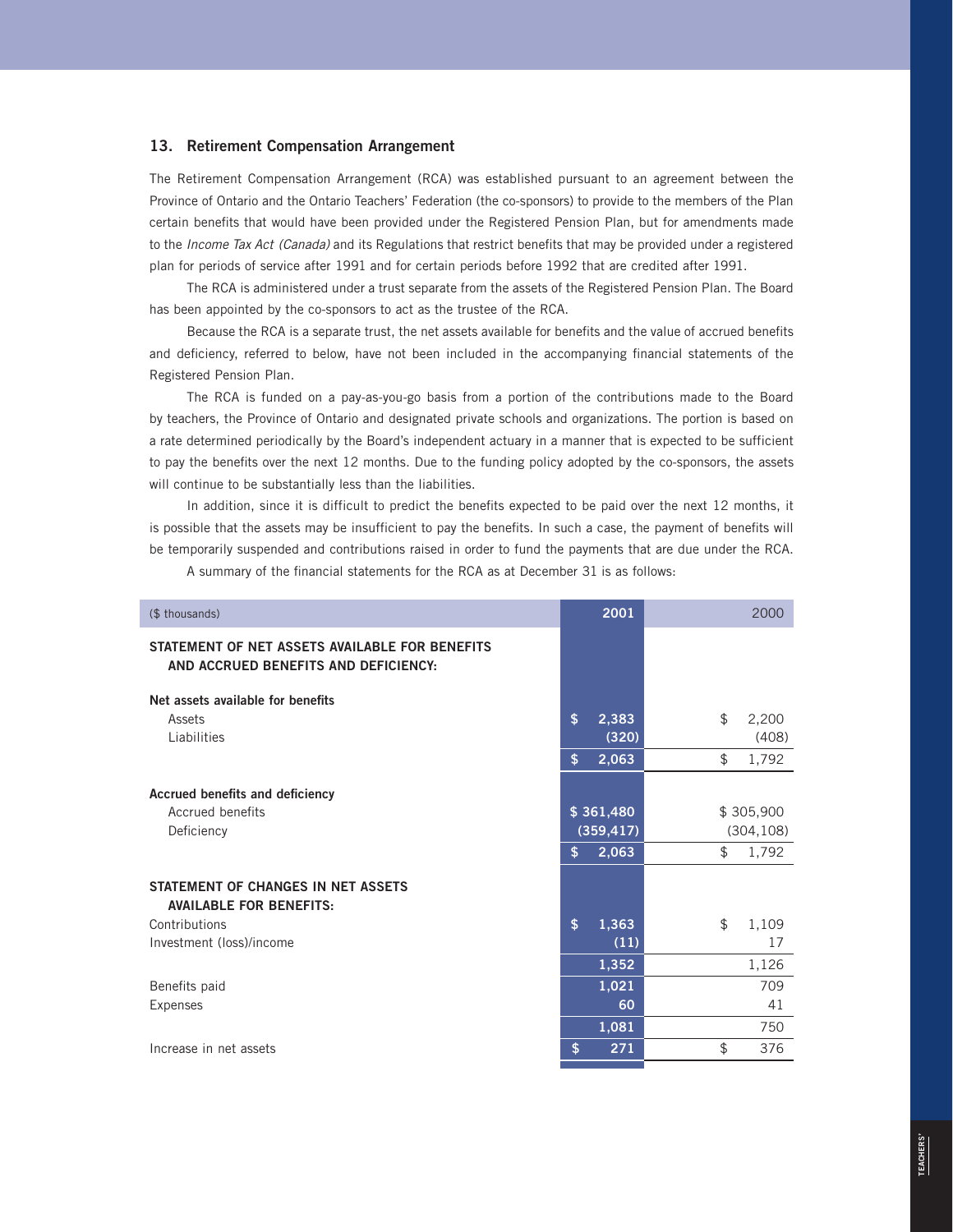## 13. Retirement Compensation Arrangement

The Retirement Compensation Arrangement (RCA) was established pursuant to an agreement between the Province of Ontario and the Ontario Teachers' Federation (the co-sponsors) to provide to the members of the Plan certain benefits that would have been provided under the Registered Pension Plan, but for amendments made to the *Income Tax Act (Canada)* and its Regulations that restrict benefits that may be provided under a registered plan for periods of service after 1991 and for certain periods before 1992 that are credited after 1991.

The RCA is administered under a trust separate from the assets of the Registered Pension Plan. The Board has been appointed by the co-sponsors to act as the trustee of the RCA.

Because the RCA is a separate trust, the net assets available for benefits and the value of accrued benefits and deficiency, referred to below, have not been included in the accompanying financial statements of the Registered Pension Plan.

The RCA is funded on a pay-as-you-go basis from a portion of the contributions made to the Board by teachers, the Province of Ontario and designated private schools and organizations. The portion is based on a rate determined periodically by the Board's independent actuary in a manner that is expected to be sufficient to pay the benefits over the next 12 months. Due to the funding policy adopted by the co-sponsors, the assets will continue to be substantially less than the liabilities.

In addition, since it is difficult to predict the benefits expected to be paid over the next 12 months, it is possible that the assets may be insufficient to pay the benefits. In such a case, the payment of benefits will be temporarily suspended and contributions raised in order to fund the payments that are due under the RCA.

A summary of the financial statements for the RCA as at December 31 is as follows:

| ($ thousands) | 2001 | 2000 |
|---|---|---|
| **STATEMENT OF NET ASSETS AVAILABLE FOR BENEFITS AND ACCRUED BENEFITS AND DEFICIENCY:** | | |
| **Net assets available for benefits** | | |
| Assets | $ 2,383 | $ 2,200 |
| Liabilities | (320) | (408) |
| | $ 2,063 | $ 1,792 |
| **Accrued benefits and deficiency** | | |
| Accrued benefits | $ 361,480 | $ 305,900 |
| Deficiency | (359,417) | (304,108) |
| | $ 2,063 | $ 1,792 |
| **STATEMENT OF CHANGES IN NET ASSETS AVAILABLE FOR BENEFITS:** | | |
| Contributions | $ 1,363 | $ 1,109 |
| Investment (loss)/income | (11) | 17 |
| | 1,352 | 1,126 |
| Benefits paid | 1,021 | 709 |
| Expenses | 60 | 41 |
| | 1,081 | 750 |
| Increase in net assets | $ 271 | $ 376 |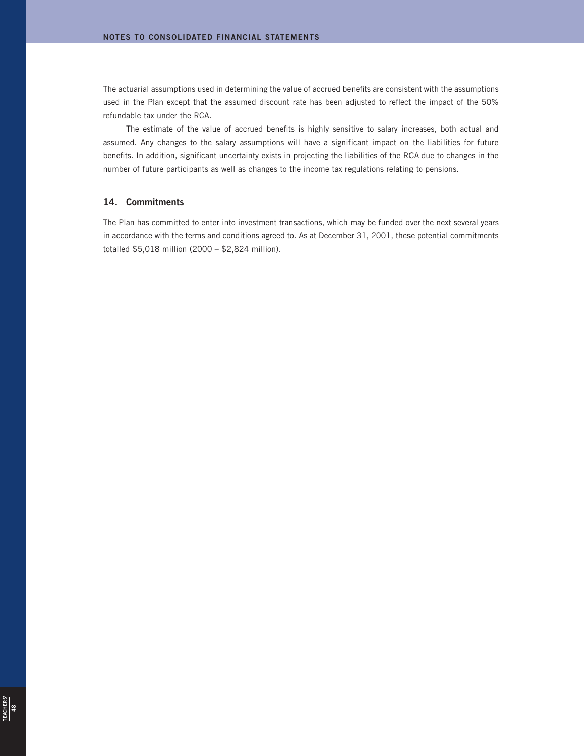The actuarial assumptions used in determining the value of accrued benefits are consistent with the assumptions used in the Plan except that the assumed discount rate has been adjusted to reflect the impact of the 50% refundable tax under the RCA.

The estimate of the value of accrued benefits is highly sensitive to salary increases, both actual and assumed. Any changes to the salary assumptions will have a significant impact on the liabilities for future benefits. In addition, significant uncertainty exists in projecting the liabilities of the RCA due to changes in the number of future participants as well as changes to the income tax regulations relating to pensions.

## 14. Commitments

The Plan has committed to enter into investment transactions, which may be funded over the next several years in accordance with the terms and conditions agreed to. As at December 31, 2001, these potential commitments totalled $5,018 million (2000 – $2,824 million).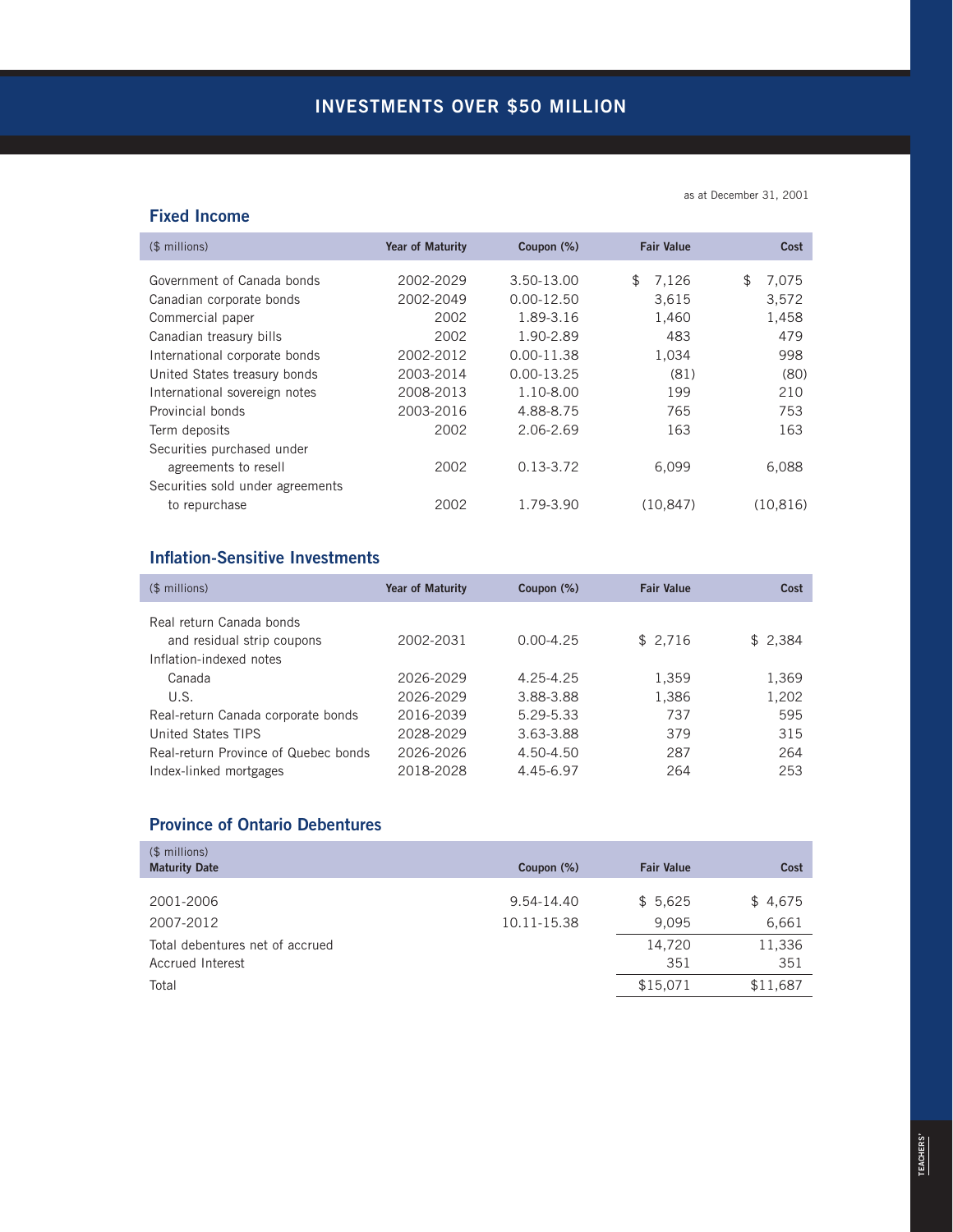# INVESTMENTS OVER $50 MILLION

as at December 31, 2001

## Fixed Income

| ($ millions) | Year of Maturity | Coupon (%) | Fair Value | Cost |
|---|---|---|---|---|
| Government of Canada bonds | 2002-2029 | 3.50-13.00 | $ 7,126 | $ 7,075 |
| Canadian corporate bonds | 2002-2049 | 0.00-12.50 | 3,615 | 3,572 |
| Commercial paper | 2002 | 1.89-3.16 | 1,460 | 1,458 |
| Canadian treasury bills | 2002 | 1.90-2.89 | 483 | 479 |
| International corporate bonds | 2002-2012 | 0.00-11.38 | 1,034 | 998 |
| United States treasury bonds | 2003-2014 | 0.00-13.25 | (81) | (80) |
| International sovereign notes | 2008-2013 | 1.10-8.00 | 199 | 210 |
| Provincial bonds | 2003-2016 | 4.88-8.75 | 765 | 753 |
| Term deposits | 2002 | 2.06-2.69 | 163 | 163 |
| Securities purchased under agreements to resell | 2002 | 0.13-3.72 | 6,099 | 6,088 |
| Securities sold under agreements to repurchase | 2002 | 1.79-3.90 | (10,847) | (10,816) |

## Inflation-Sensitive Investments

| ($ millions) | Year of Maturity | Coupon (%) | Fair Value | Cost |
|---|---|---|---|---|
| Real return Canada bonds and residual strip coupons | 2002-2031 | 0.00-4.25 | $ 2,716 | $ 2,384 |
| Inflation-indexed notes | | | | |
| Canada | 2026-2029 | 4.25-4.25 | 1,359 | 1,369 |
| U.S. | 2026-2029 | 3.88-3.88 | 1,386 | 1,202 |
| Real-return Canada corporate bonds | 2016-2039 | 5.29-5.33 | 737 | 595 |
| United States TIPS | 2028-2029 | 3.63-3.88 | 379 | 315 |
| Real-return Province of Quebec bonds | 2026-2026 | 4.50-4.50 | 287 | 264 |
| Index-linked mortgages | 2018-2028 | 4.45-6.97 | 264 | 253 |

## Province of Ontario Debentures

| ($ millions)<br>Maturity Date | Coupon (%) | Fair Value | Cost |
|---|---|---|---|
| 2001-2006 | 9.54-14.40 | $ 5,625 | $ 4,675 |
| 2007-2012 | 10.11-15.38 | 9,095 | 6,661 |
| Total debentures net of accrued | | 14,720 | 11,336 |
| Accrued Interest | | 351 | 351 |
| Total | | $15,071 | $11,687 |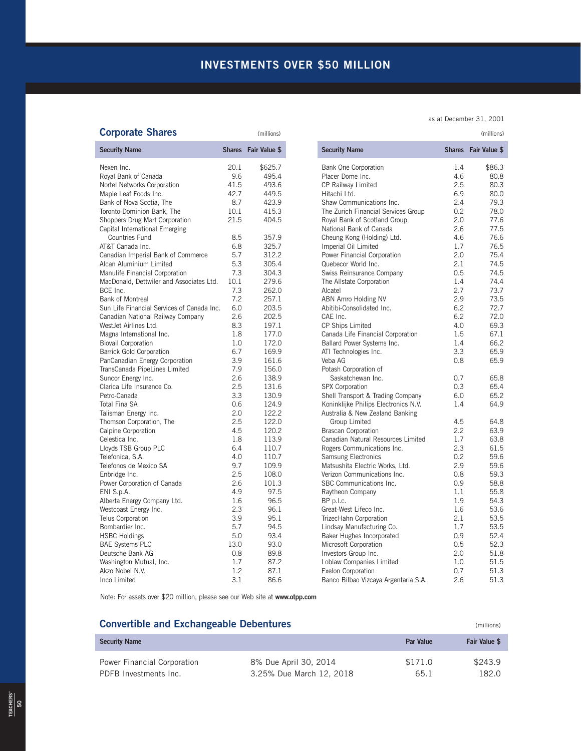# INVESTMENTS OVER $50 MILLION

as at December 31, 2001

## Corporate Shares

(millions)

| Security Name | Shares | Fair Value $ |
|---|---|---|
| Nexen Inc. | 20.1 | $625.7 |
| Royal Bank of Canada | 9.6 | 495.4 |
| Nortel Networks Corporation | 41.5 | 493.6 |
| Maple Leaf Foods Inc. | 42.7 | 449.5 |
| Bank of Nova Scotia, The | 8.7 | 423.9 |
| Toronto-Dominion Bank, The | 10.1 | 415.3 |
| Shoppers Drug Mart Corporation | 21.5 | 404.5 |
| Capital International Emerging Countries Fund | 8.5 | 357.9 |
| AT&T Canada Inc. | 6.8 | 325.7 |
| Canadian Imperial Bank of Commerce | 5.7 | 312.2 |
| Alcan Aluminium Limited | 5.3 | 305.4 |
| Manulife Financial Corporation | 7.3 | 304.3 |
| MacDonald, Dettwiler and Associates Ltd. | 10.1 | 279.6 |
| BCE Inc. | 7.3 | 262.0 |
| Bank of Montreal | 7.2 | 257.1 |
| Sun Life Financial Services of Canada Inc. | 6.0 | 203.5 |
| Canadian National Railway Company | 2.6 | 202.5 |
| WestJet Airlines Ltd. | 8.3 | 197.1 |
| Magna International Inc. | 1.8 | 177.0 |
| Biovail Corporation | 1.0 | 172.0 |
| Barrick Gold Corporation | 6.7 | 169.9 |
| PanCanadian Energy Corporation | 3.9 | 161.6 |
| TransCanada PipeLines Limited | 7.9 | 156.0 |
| Suncor Energy Inc. | 2.6 | 138.9 |
| Clarica Life Insurance Co. | 2.5 | 131.6 |
| Petro-Canada | 3.3 | 130.9 |
| Total Fina SA | 0.6 | 124.9 |
| Talisman Energy Inc. | 2.0 | 122.2 |
| Thomson Corporation, The | 2.5 | 122.0 |
| Calpine Corporation | 4.5 | 120.2 |
| Celestica Inc. | 1.8 | 113.9 |
| Lloyds TSB Group PLC | 6.4 | 110.7 |
| Telefonica, S.A. | 4.0 | 110.7 |
| Telefonos de Mexico SA | 9.7 | 109.9 |
| Enbridge Inc. | 2.5 | 108.0 |
| Power Corporation of Canada | 2.6 | 101.3 |
| ENI S.p.A. | 4.9 | 97.5 |
| Alberta Energy Company Ltd. | 1.6 | 96.5 |
| Westcoast Energy Inc. | 2.3 | 96.1 |
| Telus Corporation | 3.9 | 95.1 |
| Bombardier Inc. | 5.7 | 94.5 |
| HSBC Holdings | 5.0 | 93.4 |
| BAE Systems PLC | 13.0 | 93.0 |
| Deutsche Bank AG | 0.8 | 89.8 |
| Washington Mutual, Inc. | 1.7 | 87.2 |
| Akzo Nobel N.V. | 1.2 | 87.1 |
| Inco Limited | 3.1 | 86.6 |
| Bank One Corporation | 1.4 | $86.3 |
| Placer Dome Inc. | 4.6 | 80.8 |
| CP Railway Limited | 2.5 | 80.3 |
| Hitachi Ltd. | 6.9 | 80.0 |
| Shaw Communications Inc. | 2.4 | 79.3 |
| The Zurich Financial Services Group | 0.2 | 78.0 |
| Royal Bank of Scotland Group | 2.0 | 77.6 |
| National Bank of Canada | 2.6 | 77.5 |
| Cheung Kong (Holding) Ltd. | 4.6 | 76.6 |
| Imperial Oil Limited | 1.7 | 76.5 |
| Power Financial Corporation | 2.0 | 75.4 |
| Quebecor World Inc. | 2.1 | 74.5 |
| Swiss Reinsurance Company | 0.5 | 74.5 |
| The Allstate Corporation | 1.4 | 74.4 |
| Alcatel | 2.7 | 73.7 |
| ABN Amro Holding NV | 2.9 | 73.5 |
| Abitibi-Consolidated Inc. | 6.2 | 72.7 |
| CAE Inc. | 6.2 | 72.0 |
| CP Ships Limited | 4.0 | 69.3 |
| Canada Life Financial Corporation | 1.5 | 67.1 |
| Ballard Power Systems Inc. | 1.4 | 66.2 |
| ATI Technologies Inc. | 3.3 | 65.9 |
| Veba AG | 0.8 | 65.9 |
| Potash Corporation of Saskatchewan Inc. | 0.7 | 65.8 |
| SPX Corporation | 0.3 | 65.4 |
| Shell Transport & Trading Company | 6.0 | 65.2 |
| Koninklijke Philips Electronics N.V. | 1.4 | 64.9 |
| Australia & New Zealand Banking Group Limited | 4.5 | 64.8 |
| Brascan Corporation | 2.2 | 63.9 |
| Canadian Natural Resources Limited | 1.7 | 63.8 |
| Rogers Communications Inc. | 2.3 | 61.5 |
| Samsung Electronics | 0.2 | 59.6 |
| Matsushita Electric Works, Ltd. | 2.9 | 59.6 |
| Verizon Communications Inc. | 0.8 | 59.3 |
| SBC Communications Inc. | 0.9 | 58.8 |
| Raytheon Company | 1.1 | 55.8 |
| BP p.l.c. | 1.9 | 54.3 |
| Great-West Lifeco Inc. | 1.6 | 53.6 |
| TrizecHahn Corporation | 2.1 | 53.5 |
| Lindsay Manufacturing Co. | 1.7 | 53.5 |
| Baker Hughes Incorporated | 0.9 | 52.4 |
| Microsoft Corporation | 0.5 | 52.3 |
| Investors Group Inc. | 2.0 | 51.8 |
| Loblaw Companies Limited | 1.0 | 51.5 |
| Exelon Corporation | 0.7 | 51.3 |
| Banco Bilbao Vizcaya Argentaria S.A. | 2.6 | 51.3 |

Note: For assets over $20 million, please see our Web site at **www.otpp.com**

## Convertible and Exchangeable Debentures

(millions)

| Security Name | | Par Value | Fair Value $ |
|---|---|---|---|
| Power Financial Corporation | 8% Due April 30, 2014 | $171.0 | $243.9 |
| PDFB Investments Inc. | 3.25% Due March 12, 2018 | 65.1 | 182.0 |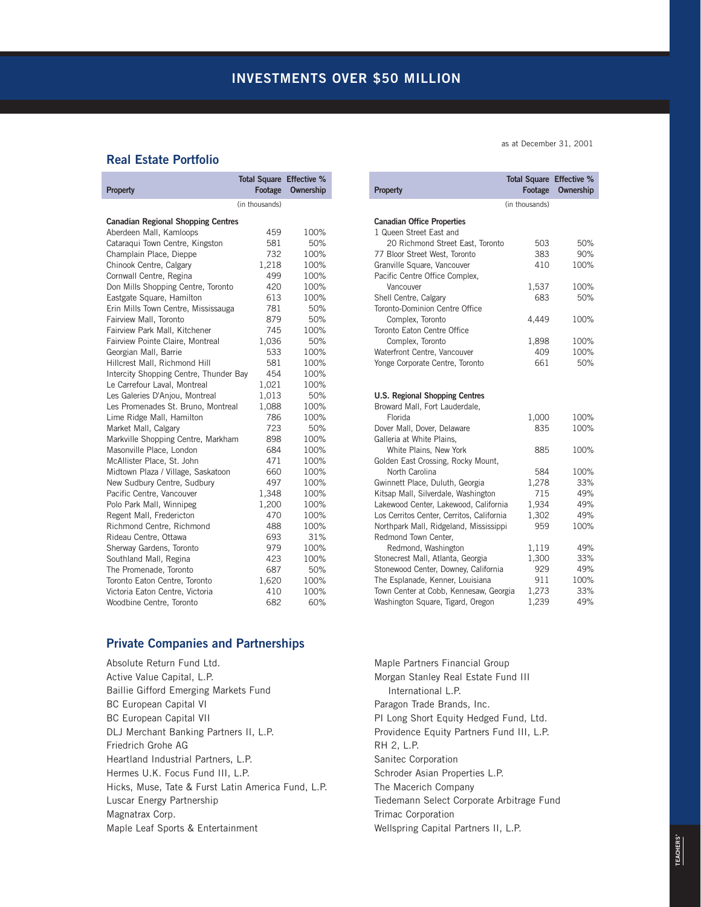# INVESTMENTS OVER $50 MILLION

as at December 31, 2001

## Real Estate Portfolio

| Property | Total Square Footage | Effective % Ownership |
|---|---|---|
| | (in thousands) | |
| **Canadian Regional Shopping Centres** | | |
| Aberdeen Mall, Kamloops | 459 | 100% |
| Cataraqui Town Centre, Kingston | 581 | 50% |
| Champlain Place, Dieppe | 732 | 100% |
| Chinook Centre, Calgary | 1,218 | 100% |
| Cornwall Centre, Regina | 499 | 100% |
| Don Mills Shopping Centre, Toronto | 420 | 100% |
| Eastgate Square, Hamilton | 613 | 100% |
| Erin Mills Town Centre, Mississauga | 781 | 50% |
| Fairview Mall, Toronto | 879 | 50% |
| Fairview Park Mall, Kitchener | 745 | 100% |
| Fairview Pointe Claire, Montreal | 1,036 | 50% |
| Georgian Mall, Barrie | 533 | 100% |
| Hillcrest Mall, Richmond Hill | 581 | 100% |
| Intercity Shopping Centre, Thunder Bay | 454 | 100% |
| Le Carrefour Laval, Montreal | 1,021 | 100% |
| Les Galeries D'Anjou, Montreal | 1,013 | 50% |
| Les Promenades St. Bruno, Montreal | 1,088 | 100% |
| Lime Ridge Mall, Hamilton | 786 | 100% |
| Market Mall, Calgary | 723 | 50% |
| Markville Shopping Centre, Markham | 898 | 100% |
| Masonville Place, London | 684 | 100% |
| McAllister Place, St. John | 471 | 100% |
| Midtown Plaza / Village, Saskatoon | 660 | 100% |
| New Sudbury Centre, Sudbury | 497 | 100% |
| Pacific Centre, Vancouver | 1,348 | 100% |
| Polo Park Mall, Winnipeg | 1,200 | 100% |
| Regent Mall, Fredericton | 470 | 100% |
| Richmond Centre, Richmond | 488 | 100% |
| Rideau Centre, Ottawa | 693 | 31% |
| Sherway Gardens, Toronto | 979 | 100% |
| Southland Mall, Regina | 423 | 100% |
| The Promenade, Toronto | 687 | 50% |
| Toronto Eaton Centre, Toronto | 1,620 | 100% |
| Victoria Eaton Centre, Victoria | 410 | 100% |
| Woodbine Centre, Toronto | 682 | 60% |

| Property | Total Square Footage | Effective % Ownership |
|---|---|---|
| | (in thousands) | |
| **Canadian Office Properties** | | |
| 1 Queen Street East and 20 Richmond Street East, Toronto | 503 | 50% |
| 77 Bloor Street West, Toronto | 383 | 90% |
| Granville Square, Vancouver | 410 | 100% |
| Pacific Centre Office Complex, Vancouver | 1,537 | 100% |
| Shell Centre, Calgary | 683 | 50% |
| Toronto-Dominion Centre Office Complex, Toronto | 4,449 | 100% |
| Toronto Eaton Centre Office Complex, Toronto | 1,898 | 100% |
| Waterfront Centre, Vancouver | 409 | 100% |
| Yonge Corporate Centre, Toronto | 661 | 50% |
| **U.S. Regional Shopping Centres** | | |
| Broward Mall, Fort Lauderdale, Florida | 1,000 | 100% |
| Dover Mall, Dover, Delaware | 835 | 100% |
| Galleria at White Plains, White Plains, New York | 885 | 100% |
| Golden East Crossing, Rocky Mount, North Carolina | 584 | 100% |
| Gwinnett Place, Duluth, Georgia | 1,278 | 33% |
| Kitsap Mall, Silverdale, Washington | 715 | 49% |
| Lakewood Center, Lakewood, California | 1,934 | 49% |
| Los Cerritos Center, Cerritos, California | 1,302 | 49% |
| Northpark Mall, Ridgeland, Mississippi | 959 | 100% |
| Redmond Town Center, Redmond, Washington | 1,119 | 49% |
| Stonecrest Mall, Atlanta, Georgia | 1,300 | 33% |
| Stonewood Center, Downey, California | 929 | 49% |
| The Esplanade, Kenner, Louisiana | 911 | 100% |
| Town Center at Cobb, Kennesaw, Georgia | 1,273 | 33% |
| Washington Square, Tigard, Oregon | 1,239 | 49% |

## Private Companies and Partnerships

Absolute Return Fund Ltd.
Active Value Capital, L.P.
Baillie Gifford Emerging Markets Fund
BC European Capital VI
BC European Capital VII
DLJ Merchant Banking Partners II, L.P.
Friedrich Grohe AG
Heartland Industrial Partners, L.P.
Hermes U.K. Focus Fund III, L.P.
Hicks, Muse, Tate & Furst Latin America Fund, L.P.
Luscar Energy Partnership
Magnatrax Corp.
Maple Leaf Sports & Entertainment
Maple Partners Financial Group
Morgan Stanley Real Estate Fund III International L.P.
Paragon Trade Brands, Inc.
PI Long Short Equity Hedged Fund, Ltd.
Providence Equity Partners Fund III, L.P.
RH 2, L.P.
Sanitec Corporation
Schroder Asian Properties L.P.
The Macerich Company
Tiedemann Select Corporate Arbitrage Fund
Trimac Corporation
Wellspring Capital Partners II, L.P.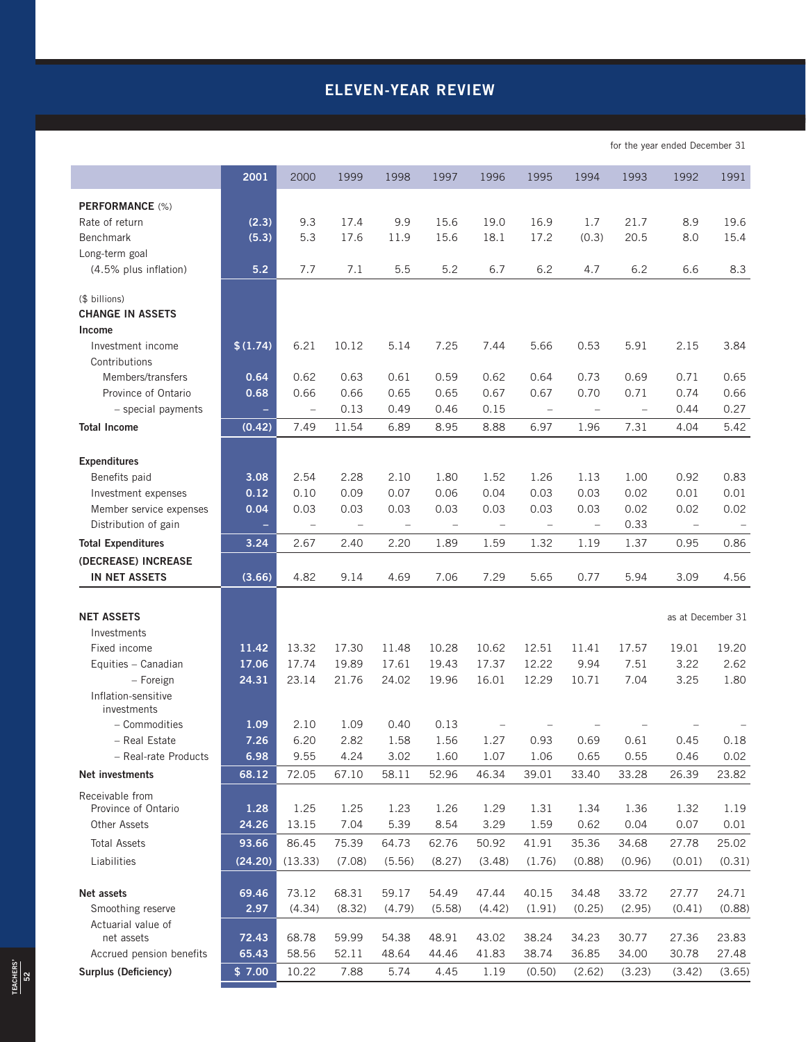# ELEVEN-YEAR REVIEW

for the year ended December 31

| | 2001 | 2000 | 1999 | 1998 | 1997 | 1996 | 1995 | 1994 | 1993 | 1992 | 1991 |
|---|---|---|---|---|---|---|---|---|---|---|---|
| **PERFORMANCE** (%) | | | | | | | | | | | |
| Rate of return | **(2.3)** | 9.3 | 17.4 | 9.9 | 15.6 | 19.0 | 16.9 | 1.7 | 21.7 | 8.9 | 19.6 |
| Benchmark | **(5.3)** | 5.3 | 17.6 | 11.9 | 15.6 | 18.1 | 17.2 | (0.3) | 20.5 | 8.0 | 15.4 |
| Long-term goal (4.5% plus inflation) | **5.2** | 7.7 | 7.1 | 5.5 | 5.2 | 6.7 | 6.2 | 4.7 | 6.2 | 6.6 | 8.3 |
| ($ billions) | | | | | | | | | | | |
| **CHANGE IN ASSETS** | | | | | | | | | | | |
| **Income** | | | | | | | | | | | |
| Investment income | **$ (1.74)** | 6.21 | 10.12 | 5.14 | 7.25 | 7.44 | 5.66 | 0.53 | 5.91 | 2.15 | 3.84 |
| Contributions | | | | | | | | | | | |
| Members/transfers | **0.64** | 0.62 | 0.63 | 0.61 | 0.59 | 0.62 | 0.64 | 0.73 | 0.69 | 0.71 | 0.65 |
| Province of Ontario | **0.68** | 0.66 | 0.66 | 0.65 | 0.65 | 0.67 | 0.67 | 0.70 | 0.71 | 0.74 | 0.66 |
| – special payments | **–** | – | 0.13 | 0.49 | 0.46 | 0.15 | – | – | – | 0.44 | 0.27 |
| **Total Income** | **(0.42)** | 7.49 | 11.54 | 6.89 | 8.95 | 8.88 | 6.97 | 1.96 | 7.31 | 4.04 | 5.42 |
| **Expenditures** | | | | | | | | | | | |
| Benefits paid | **3.08** | 2.54 | 2.28 | 2.10 | 1.80 | 1.52 | 1.26 | 1.13 | 1.00 | 0.92 | 0.83 |
| Investment expenses | **0.12** | 0.10 | 0.09 | 0.07 | 0.06 | 0.04 | 0.03 | 0.03 | 0.02 | 0.01 | 0.01 |
| Member service expenses | **0.04** | 0.03 | 0.03 | 0.03 | 0.03 | 0.03 | 0.03 | 0.03 | 0.02 | 0.02 | 0.02 |
| Distribution of gain | **–** | – | – | – | – | – | – | – | 0.33 | – | – |
| **Total Expenditures** | **3.24** | 2.67 | 2.40 | 2.20 | 1.89 | 1.59 | 1.32 | 1.19 | 1.37 | 0.95 | 0.86 |
| **(DECREASE) INCREASE IN NET ASSETS** | **(3.66)** | 4.82 | 9.14 | 4.69 | 7.06 | 7.29 | 5.65 | 0.77 | 5.94 | 3.09 | 4.56 |
| **NET ASSETS** (as at December 31) | | | | | | | | | | | |
| Investments | | | | | | | | | | | |
| Fixed income | **11.42** | 13.32 | 17.30 | 11.48 | 10.28 | 10.62 | 12.51 | 11.41 | 17.57 | 19.01 | 19.20 |
| Equities – Canadian | **17.06** | 17.74 | 19.89 | 17.61 | 19.43 | 17.37 | 12.22 | 9.94 | 7.51 | 3.22 | 2.62 |
| – Foreign | **24.31** | 23.14 | 21.76 | 24.02 | 19.96 | 16.01 | 12.29 | 10.71 | 7.04 | 3.25 | 1.80 |
| Inflation-sensitive investments | | | | | | | | | | | |
| – Commodities | **1.09** | 2.10 | 1.09 | 0.40 | 0.13 | – | – | – | – | – | – |
| – Real Estate | **7.26** | 6.20 | 2.82 | 1.58 | 1.56 | 1.27 | 0.93 | 0.69 | 0.61 | 0.45 | 0.18 |
| – Real-rate Products | **6.98** | 9.55 | 4.24 | 3.02 | 1.60 | 1.07 | 1.06 | 0.65 | 0.55 | 0.46 | 0.02 |
| **Net investments** | **68.12** | 72.05 | 67.10 | 58.11 | 52.96 | 46.34 | 39.01 | 33.40 | 33.28 | 26.39 | 23.82 |
| Receivable from Province of Ontario | **1.28** | 1.25 | 1.25 | 1.23 | 1.26 | 1.29 | 1.31 | 1.34 | 1.36 | 1.32 | 1.19 |
| Other Assets | **24.26** | 13.15 | 7.04 | 5.39 | 8.54 | 3.29 | 1.59 | 0.62 | 0.04 | 0.07 | 0.01 |
| Total Assets | **93.66** | 86.45 | 75.39 | 64.73 | 62.76 | 50.92 | 41.91 | 35.36 | 34.68 | 27.78 | 25.02 |
| Liabilities | **(24.20)** | (13.33) | (7.08) | (5.56) | (8.27) | (3.48) | (1.76) | (0.88) | (0.96) | (0.01) | (0.31) |
| **Net assets** | **69.46** | 73.12 | 68.31 | 59.17 | 54.49 | 47.44 | 40.15 | 34.48 | 33.72 | 27.77 | 24.71 |
| Smoothing reserve | **2.97** | (4.34) | (8.32) | (4.79) | (5.58) | (4.42) | (1.91) | (0.25) | (2.95) | (0.41) | (0.88) |
| Actuarial value of net assets | **72.43** | 68.78 | 59.99 | 54.38 | 48.91 | 43.02 | 38.24 | 34.23 | 30.77 | 27.36 | 23.83 |
| Accrued pension benefits | **65.43** | 58.56 | 52.11 | 48.64 | 44.46 | 41.83 | 38.74 | 36.85 | 34.00 | 30.78 | 27.48 |
| **Surplus (Deficiency)** | **$ 7.00** | 10.22 | 7.88 | 5.74 | 4.45 | 1.19 | (0.50) | (2.62) | (3.23) | (3.42) | (3.65) |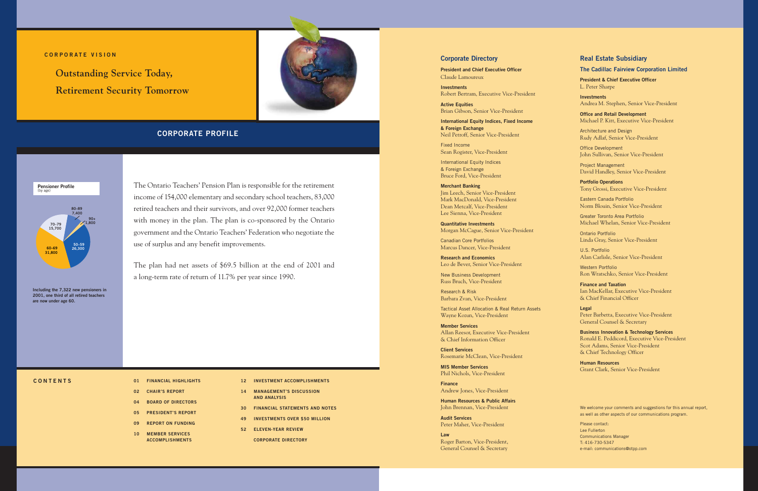CORPORATE VISION

**Outstanding Service Today,**

**Retirement Security Tomorrow**

## CORPORATE PROFILE

**Pensioner Profile** (by age)

| Age | Pensioners |
|---|---|
| 50–59 | 26,300 |
| 60–69 | 31,800 |
| 70–79 | 15,700 |
| 80–89 | 7,400 |
| 90+ | 1,800 |

**Including the 7,322 new pensioners in 2001, one third of all retired teachers are now under age 60.**

The Ontario Teachers' Pension Plan is responsible for the retirement income of 154,000 elementary and secondary school teachers, 83,000 retired teachers and their survivors, and over 92,000 former teachers with money in the plan. The plan is co-sponsored by the Ontario government and the Ontario Teachers' Federation who negotiate the use of surplus and any benefit improvements.

The plan had net assets of $69.5 billion at the end of 2001 and a long-term rate of return of 11.7% per year since 1990.

## CONTENTS

- 01 FINANCIAL HIGHLIGHTS
- 02 CHAIR'S REPORT
- 04 BOARD OF DIRECTORS
- 05 PRESIDENT'S REPORT
- 09 REPORT ON FUNDING
- 10 MEMBER SERVICES ACCOMPLISHMENTS
- 12 INVESTMENT ACCOMPLISHMENTS
- 14 MANAGEMENT'S DISCUSSION AND ANALYSIS
- 30 FINANCIAL STATEMENTS AND NOTES
- 49 INVESTMENTS OVER $50 MILLION
- 52 ELEVEN-YEAR REVIEW
- CORPORATE DIRECTORY

## Corporate Directory

**President and Chief Executive Officer**
Claude Lamoureux

**Investments**
Robert Bertram, Executive Vice-President

**Active Equities**
Brian Gibson, Senior Vice-President

**International Equity Indices, Fixed Income & Foreign Exchange**
Neil Petroff, Senior Vice-President

Fixed Income
Sean Rogister, Vice-President

International Equity Indices & Foreign Exchange
Bruce Ford, Vice-President

**Merchant Banking**
Jim Leech, Senior Vice-President
Mark MacDonald, Vice-President
Dean Metcalf, Vice-President
Lee Sienna, Vice-President

**Quantitative Investments**
Morgan McCague, Senior Vice-President

Canadian Core Portfolios
Marcus Dancer, Vice-President

**Research and Economics**
Leo de Bever, Senior Vice-President

New Business Development
Russ Bruch, Vice-President

Research & Risk
Barbara Zvan, Vice-President

Tactical Asset Allocation & Real Return Assets
Wayne Kozun, Vice-President

**Member Services**
Allan Reesor, Executive Vice-President & Chief Information Officer

**Client Services**
Rosemarie McClean, Vice-President

**MIS Member Services**
Phil Nichols, Vice-President

**Finance**
Andrew Jones, Vice-President

**Human Resources & Public Affairs**
John Brennan, Vice-President

**Audit Services**
Peter Maher, Vice-President

**Law**
Roger Barton, Vice-President, General Counsel & Secretary

## Real Estate Subsidiary

### The Cadillac Fairview Corporation Limited

**President & Chief Executive Officer**
L. Peter Sharpe

**Investments**
Andrea M. Stephen, Senior Vice-President

**Office and Retail Development**
Michael P. Kitt, Executive Vice-President

Architecture and Design
Rudy Adlaf, Senior Vice-President

Office Development
John Sullivan, Senior Vice-President

Project Management
David Handley, Senior Vice-President

**Portfolio Operations**
Tony Grossi, Executive Vice-President

Eastern Canada Portfolio
Norm Blouin, Senior Vice-President

Greater Toronto Area Portfolio
Michael Whelan, Senior Vice-President

Ontario Portfolio
Linda Gray, Senior Vice-President

U.S. Portfolio
Alan Carlisle, Senior Vice-President

Western Portfolio
Ron Wratschko, Senior Vice-President

**Finance and Taxation**
Ian MacKellar, Executive Vice-President & Chief Financial Officer

**Legal**
Peter Barbetta, Executive Vice-President General Counsel & Secretary

**Business Innovation & Technology Services**
Ronald E. Peddicord, Executive Vice-President
Scot Adams, Senior Vice-President & Chief Technology Officer

**Human Resources**
Grant Clark, Senior Vice-President

We welcome your comments and suggestions for this annual report, as well as other aspects of our communications program.

Please contact:
Lee Fullerton
Communications Manager
T: 416-730-5347
e-mail: communications@otpp.com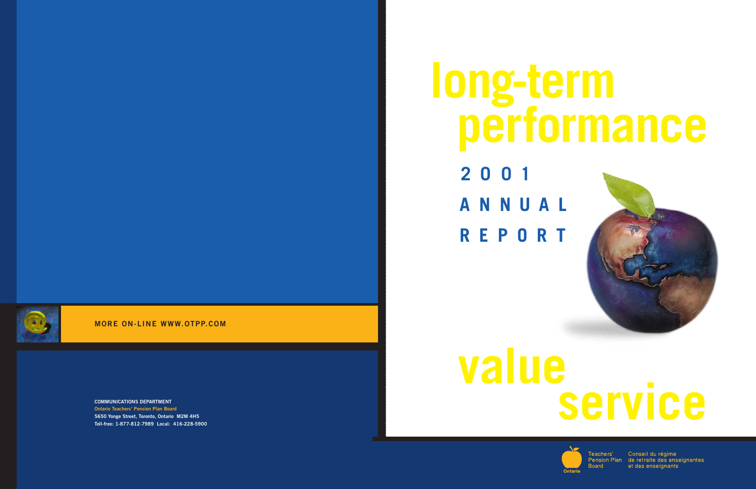MORE ON-LINE WWW.OTPP.COM

**COMMUNICATIONS DEPARTMENT**
Ontario Teachers' Pension Plan Board
5650 Yonge Street, Toronto, Ontario M2M 4H5
Toll-free: 1-877-812-7989 Local: 416-228-5900

# long-term performance

## 2001 ANNUAL REPORT

# value service

Ontario

Teachers' Pension Plan Board

Conseil du régime de retraite des enseignantes et des enseignants